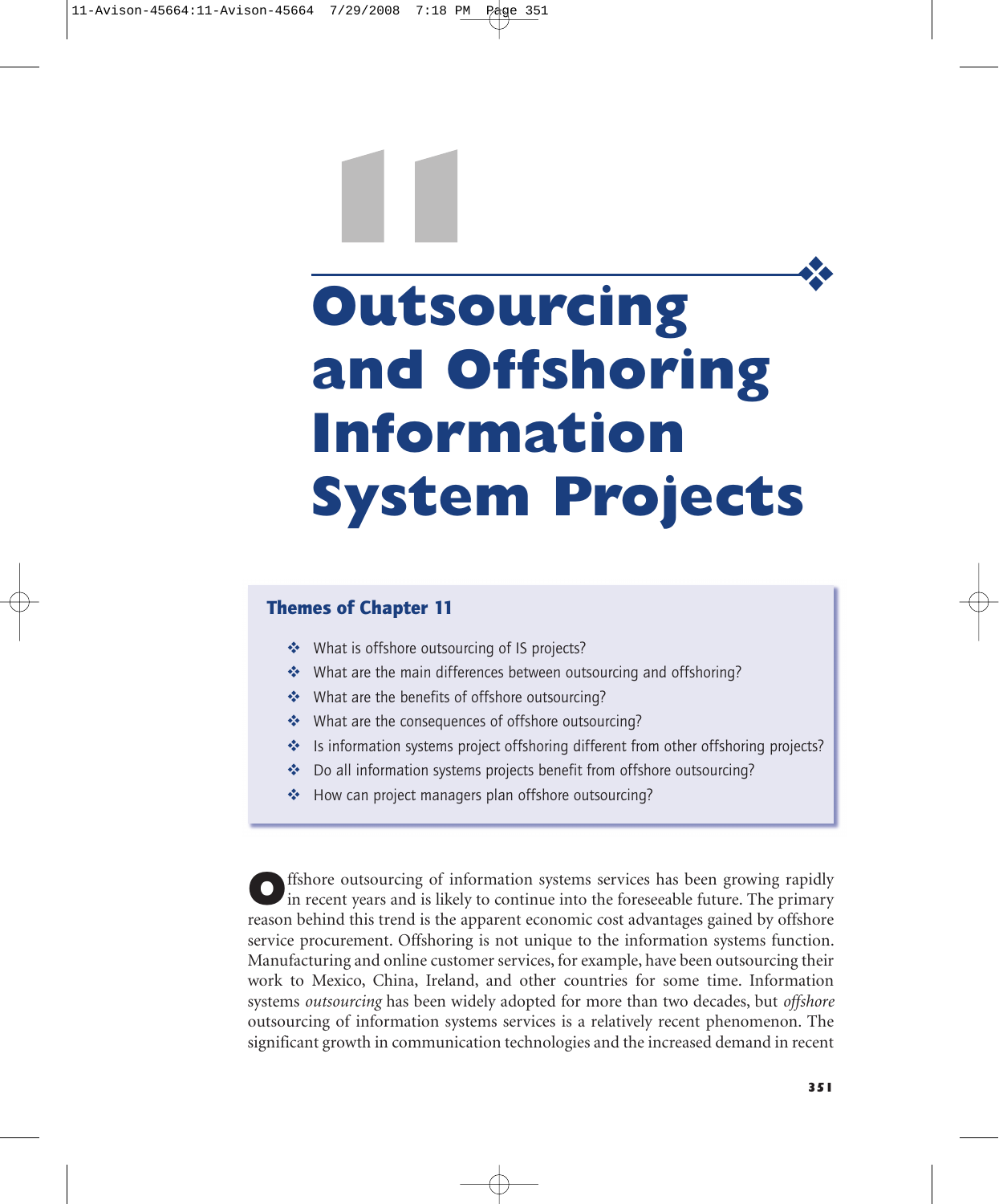# 11

# Outsourcing and Offshoring Information System Projects

## Themes of Chapter 11

- What is offshore outsourcing of IS projects?
- What are the main differences between outsourcing and offshoring?
- What are the benefits of offshore outsourcing?
- What are the consequences of offshore outsourcing?
- Is information systems project offshoring different from other offshoring projects?
- Do all information systems projects benefit from offshore outsourcing?
- How can project managers plan offshore outsourcing?

Offshore outsourcing of information systems services has been growing rapidly in recent years and is likely to continue into the foreseeable future. The primary reason behind this trend is the apparent economic cost advantages gained by offshore service procurement. Offshoring is not unique to the information systems function. Manufacturing and online customer services, for example, have been outsourcing their work to Mexico, China, Ireland, and other countries for some time. Information systems *outsourcing* has been widely adopted for more than two decades, but *offshore* outsourcing of information systems services is a relatively recent phenomenon. The significant growth in communication technologies and the increased demand in recent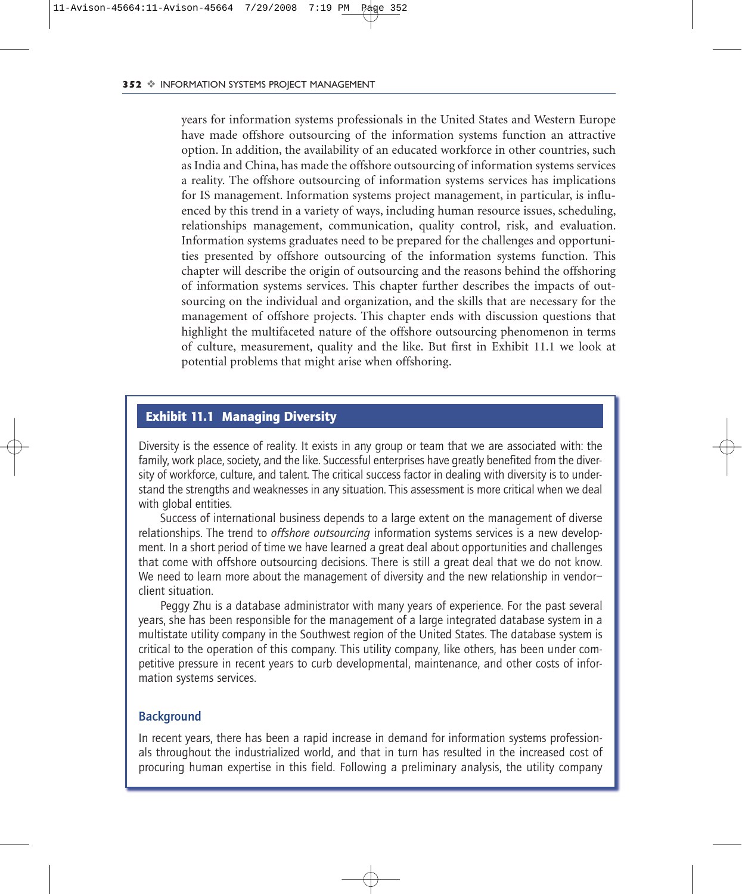years for information systems professionals in the United States and Western Europe have made offshore outsourcing of the information systems function an attractive option. In addition, the availability of an educated workforce in other countries, such as India and China, has made the offshore outsourcing of information systems services a reality. The offshore outsourcing of information systems services has implications for IS management. Information systems project management, in particular, is influenced by this trend in a variety of ways, including human resource issues, scheduling, relationships management, communication, quality control, risk, and evaluation. Information systems graduates need to be prepared for the challenges and opportunities presented by offshore outsourcing of the information systems function. This chapter will describe the origin of outsourcing and the reasons behind the offshoring of information systems services. This chapter further describes the impacts of outsourcing on the individual and organization, and the skills that are necessary for the management of offshore projects. This chapter ends with discussion questions that highlight the multifaceted nature of the offshore outsourcing phenomenon in terms of culture, measurement, quality and the like. But first in Exhibit 11.1 we look at potential problems that might arise when offshoring.

## Exhibit 11.1 Managing Diversity

Diversity is the essence of reality. It exists in any group or team that we are associated with: the family, work place, society, and the like. Successful enterprises have greatly benefited from the diversity of workforce, culture, and talent. The critical success factor in dealing with diversity is to understand the strengths and weaknesses in any situation. This assessment is more critical when we deal with global entities.

Success of international business depends to a large extent on the management of diverse relationships. The trend to *offshore outsourcing* information systems services is a new development. In a short period of time we have learned a great deal about opportunities and challenges that come with offshore outsourcing decisions. There is still a great deal that we do not know. We need to learn more about the management of diversity and the new relationship in vendor–client situation.

Peggy Zhu is a database administrator with many years of experience. For the past several years, she has been responsible for the management of a large integrated database system in a multistate utility company in the Southwest region of the United States. The database system is critical to the operation of this company. This utility company, like others, has been under competitive pressure in recent years to curb developmental, maintenance, and other costs of information systems services.

### Background

In recent years, there has been a rapid increase in demand for information systems professionals throughout the industrialized world, and that in turn has resulted in the increased cost of procuring human expertise in this field. Following a preliminary analysis, the utility company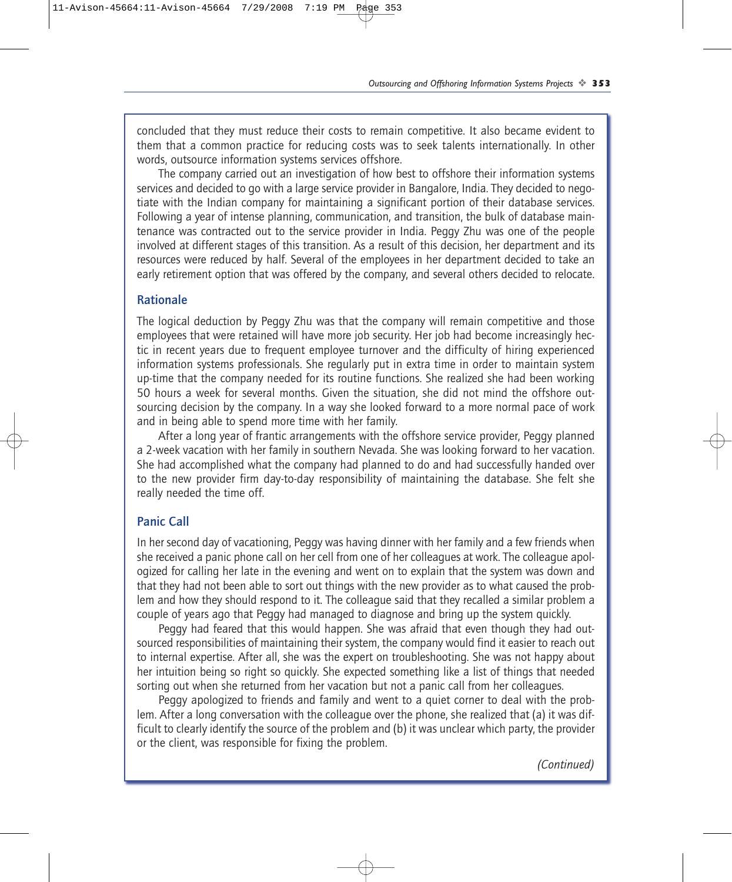concluded that they must reduce their costs to remain competitive. It also became evident to them that a common practice for reducing costs was to seek talents internationally. In other words, outsource information systems services offshore.

The company carried out an investigation of how best to offshore their information systems services and decided to go with a large service provider in Bangalore, India. They decided to negotiate with the Indian company for maintaining a significant portion of their database services. Following a year of intense planning, communication, and transition, the bulk of database maintenance was contracted out to the service provider in India. Peggy Zhu was one of the people involved at different stages of this transition. As a result of this decision, her department and its resources were reduced by half. Several of the employees in her department decided to take an early retirement option that was offered by the company, and several others decided to relocate.

### Rationale

The logical deduction by Peggy Zhu was that the company will remain competitive and those employees that were retained will have more job security. Her job had become increasingly hectic in recent years due to frequent employee turnover and the difficulty of hiring experienced information systems professionals. She regularly put in extra time in order to maintain system up-time that the company needed for its routine functions. She realized she had been working 50 hours a week for several months. Given the situation, she did not mind the offshore outsourcing decision by the company. In a way she looked forward to a more normal pace of work and in being able to spend more time with her family.

After a long year of frantic arrangements with the offshore service provider, Peggy planned a 2-week vacation with her family in southern Nevada. She was looking forward to her vacation. She had accomplished what the company had planned to do and had successfully handed over to the new provider firm day-to-day responsibility of maintaining the database. She felt she really needed the time off.

### Panic Call

In her second day of vacationing, Peggy was having dinner with her family and a few friends when she received a panic phone call on her cell from one of her colleagues at work. The colleague apologized for calling her late in the evening and went on to explain that the system was down and that they had not been able to sort out things with the new provider as to what caused the problem and how they should respond to it. The colleague said that they recalled a similar problem a couple of years ago that Peggy had managed to diagnose and bring up the system quickly.

Peggy had feared that this would happen. She was afraid that even though they had outsourced responsibilities of maintaining their system, the company would find it easier to reach out to internal expertise. After all, she was the expert on troubleshooting. She was not happy about her intuition being so right so quickly. She expected something like a list of things that needed sorting out when she returned from her vacation but not a panic call from her colleagues.

Peggy apologized to friends and family and went to a quiet corner to deal with the problem. After a long conversation with the colleague over the phone, she realized that (a) it was difficult to clearly identify the source of the problem and (b) it was unclear which party, the provider or the client, was responsible for fixing the problem.

*(Continued)*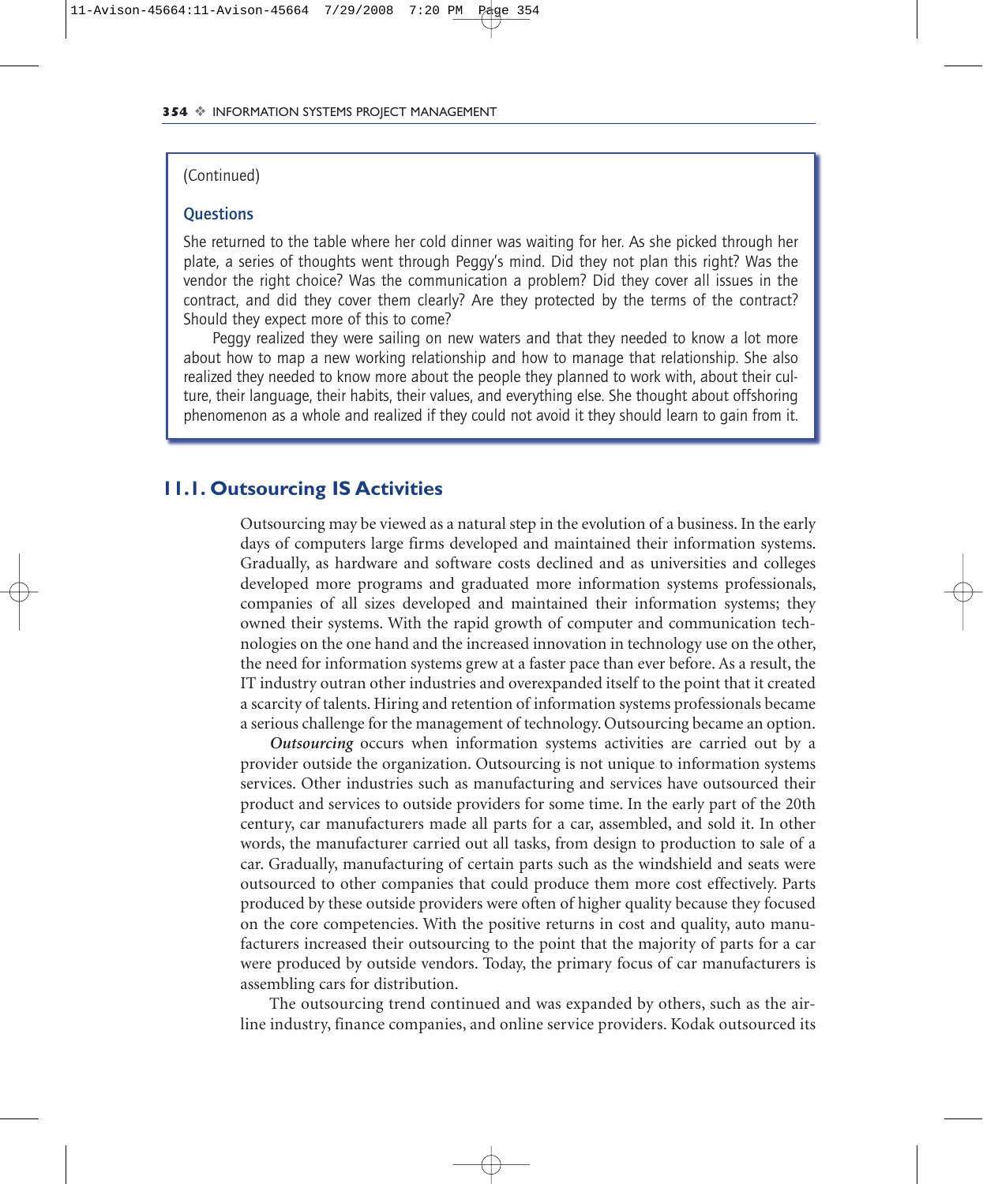(Continued)

### Questions

She returned to the table where her cold dinner was waiting for her. As she picked through her plate, a series of thoughts went through Peggy's mind. Did they not plan this right? Was the vendor the right choice? Was the communication a problem? Did they cover all issues in the contract, and did they cover them clearly? Are they protected by the terms of the contract? Should they expect more of this to come?

Peggy realized they were sailing on new waters and that they needed to know a lot more about how to map a new working relationship and how to manage that relationship. She also realized they needed to know more about the people they planned to work with, about their culture, their language, their habits, their values, and everything else. She thought about offshoring phenomenon as a whole and realized if they could not avoid it they should learn to gain from it.

## 11.1. Outsourcing IS Activities

Outsourcing may be viewed as a natural step in the evolution of a business. In the early days of computers large firms developed and maintained their information systems. Gradually, as hardware and software costs declined and as universities and colleges developed more programs and graduated more information systems professionals, companies of all sizes developed and maintained their information systems; they owned their systems. With the rapid growth of computer and communication technologies on the one hand and the increased innovation in technology use on the other, the need for information systems grew at a faster pace than ever before. As a result, the IT industry outran other industries and overexpanded itself to the point that it created a scarcity of talents. Hiring and retention of information systems professionals became a serious challenge for the management of technology. Outsourcing became an option.

***Outsourcing*** occurs when information systems activities are carried out by a provider outside the organization. Outsourcing is not unique to information systems services. Other industries such as manufacturing and services have outsourced their product and services to outside providers for some time. In the early part of the 20th century, car manufacturers made all parts for a car, assembled, and sold it. In other words, the manufacturer carried out all tasks, from design to production to sale of a car. Gradually, manufacturing of certain parts such as the windshield and seats were outsourced to other companies that could produce them more cost effectively. Parts produced by these outside providers were often of higher quality because they focused on the core competencies. With the positive returns in cost and quality, auto manufacturers increased their outsourcing to the point that the majority of parts for a car were produced by outside vendors. Today, the primary focus of car manufacturers is assembling cars for distribution.

The outsourcing trend continued and was expanded by others, such as the airline industry, finance companies, and online service providers. Kodak outsourced its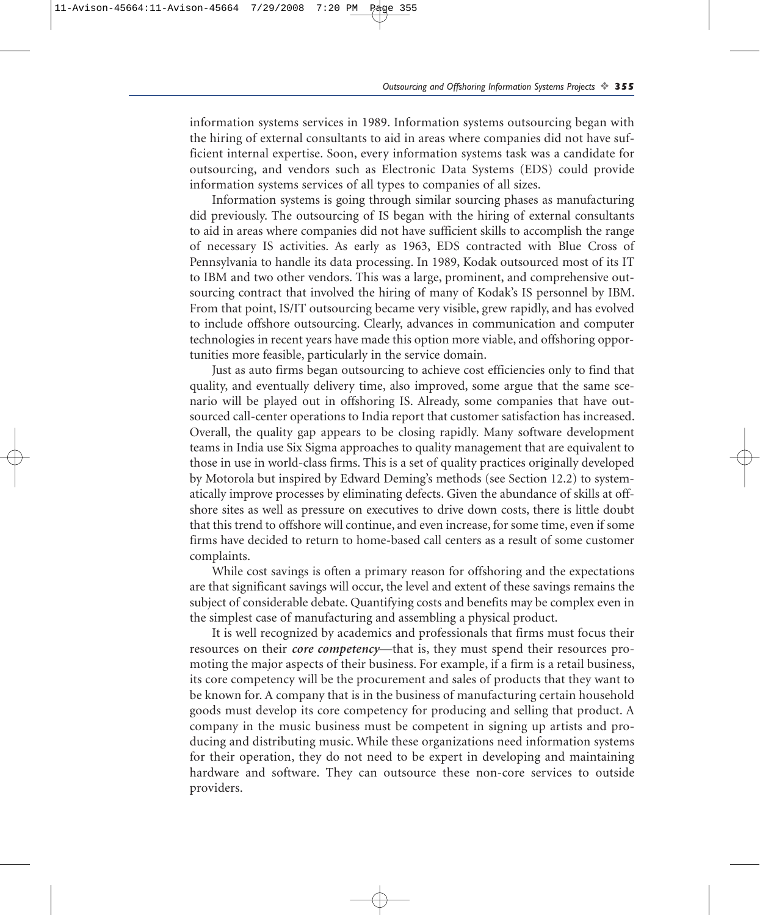information systems services in 1989. Information systems outsourcing began with the hiring of external consultants to aid in areas where companies did not have sufficient internal expertise. Soon, every information systems task was a candidate for outsourcing, and vendors such as Electronic Data Systems (EDS) could provide information systems services of all types to companies of all sizes.

Information systems is going through similar sourcing phases as manufacturing did previously. The outsourcing of IS began with the hiring of external consultants to aid in areas where companies did not have sufficient skills to accomplish the range of necessary IS activities. As early as 1963, EDS contracted with Blue Cross of Pennsylvania to handle its data processing. In 1989, Kodak outsourced most of its IT to IBM and two other vendors. This was a large, prominent, and comprehensive outsourcing contract that involved the hiring of many of Kodak's IS personnel by IBM. From that point, IS/IT outsourcing became very visible, grew rapidly, and has evolved to include offshore outsourcing. Clearly, advances in communication and computer technologies in recent years have made this option more viable, and offshoring opportunities more feasible, particularly in the service domain.

Just as auto firms began outsourcing to achieve cost efficiencies only to find that quality, and eventually delivery time, also improved, some argue that the same scenario will be played out in offshoring IS. Already, some companies that have outsourced call-center operations to India report that customer satisfaction has increased. Overall, the quality gap appears to be closing rapidly. Many software development teams in India use Six Sigma approaches to quality management that are equivalent to those in use in world-class firms. This is a set of quality practices originally developed by Motorola but inspired by Edward Deming's methods (see Section 12.2) to systematically improve processes by eliminating defects. Given the abundance of skills at offshore sites as well as pressure on executives to drive down costs, there is little doubt that this trend to offshore will continue, and even increase, for some time, even if some firms have decided to return to home-based call centers as a result of some customer complaints.

While cost savings is often a primary reason for offshoring and the expectations are that significant savings will occur, the level and extent of these savings remains the subject of considerable debate. Quantifying costs and benefits may be complex even in the simplest case of manufacturing and assembling a physical product.

It is well recognized by academics and professionals that firms must focus their resources on their ***core competency***—that is, they must spend their resources promoting the major aspects of their business. For example, if a firm is a retail business, its core competency will be the procurement and sales of products that they want to be known for. A company that is in the business of manufacturing certain household goods must develop its core competency for producing and selling that product. A company in the music business must be competent in signing up artists and producing and distributing music. While these organizations need information systems for their operation, they do not need to be expert in developing and maintaining hardware and software. They can outsource these non-core services to outside providers.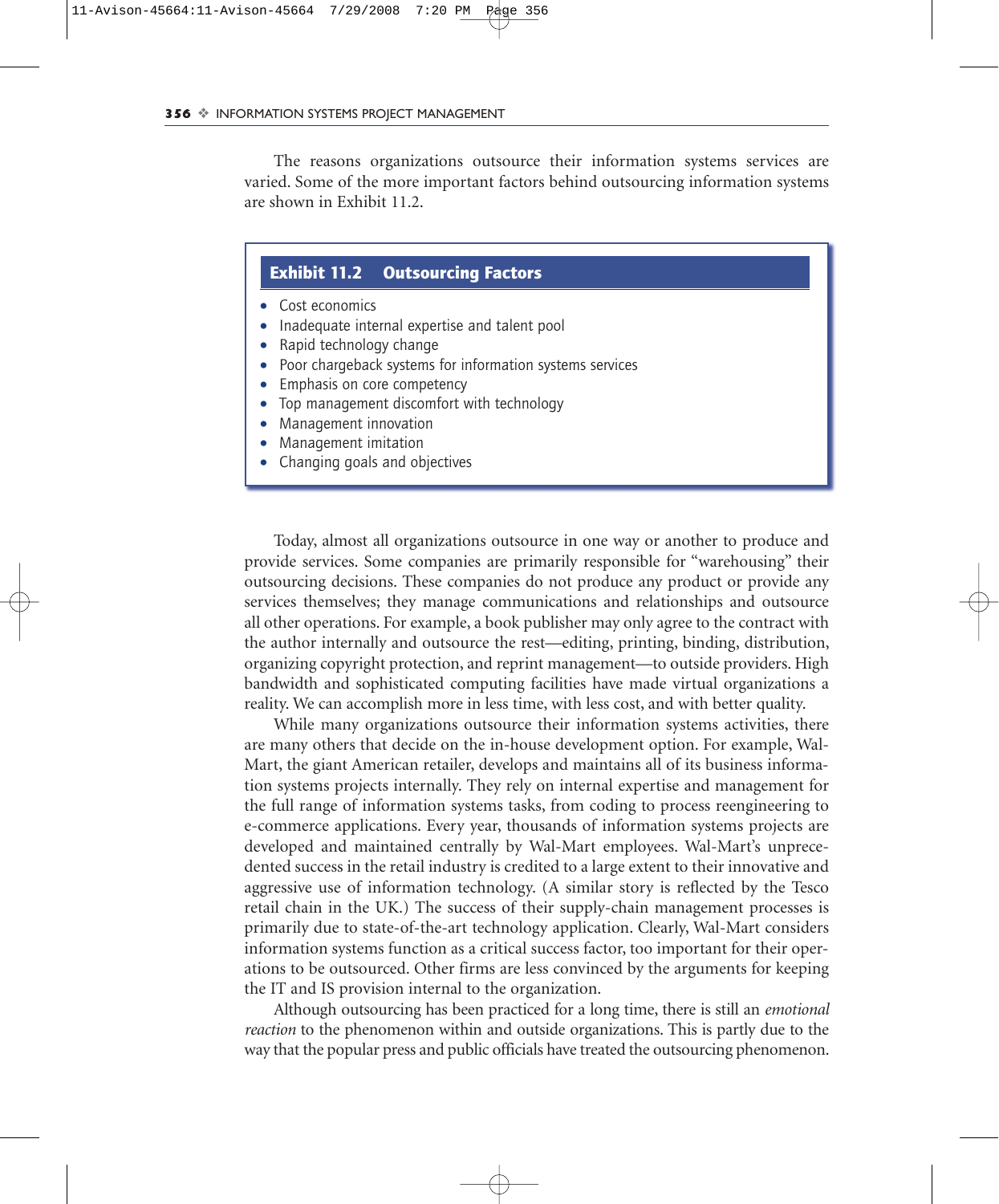The reasons organizations outsource their information systems services are varied. Some of the more important factors behind outsourcing information systems are shown in Exhibit 11.2.

**Exhibit 11.2 Outsourcing Factors**

- Cost economics
- Inadequate internal expertise and talent pool
- Rapid technology change
- Poor chargeback systems for information systems services
- Emphasis on core competency
- Top management discomfort with technology
- Management innovation
- Management imitation
- Changing goals and objectives

Today, almost all organizations outsource in one way or another to produce and provide services. Some companies are primarily responsible for "warehousing" their outsourcing decisions. These companies do not produce any product or provide any services themselves; they manage communications and relationships and outsource all other operations. For example, a book publisher may only agree to the contract with the author internally and outsource the rest—editing, printing, binding, distribution, organizing copyright protection, and reprint management—to outside providers. High bandwidth and sophisticated computing facilities have made virtual organizations a reality. We can accomplish more in less time, with less cost, and with better quality.

While many organizations outsource their information systems activities, there are many others that decide on the in-house development option. For example, Wal-Mart, the giant American retailer, develops and maintains all of its business information systems projects internally. They rely on internal expertise and management for the full range of information systems tasks, from coding to process reengineering to e-commerce applications. Every year, thousands of information systems projects are developed and maintained centrally by Wal-Mart employees. Wal-Mart's unprecedented success in the retail industry is credited to a large extent to their innovative and aggressive use of information technology. (A similar story is reflected by the Tesco retail chain in the UK.) The success of their supply-chain management processes is primarily due to state-of-the-art technology application. Clearly, Wal-Mart considers information systems function as a critical success factor, too important for their operations to be outsourced. Other firms are less convinced by the arguments for keeping the IT and IS provision internal to the organization.

Although outsourcing has been practiced for a long time, there is still an *emotional reaction* to the phenomenon within and outside organizations. This is partly due to the way that the popular press and public officials have treated the outsourcing phenomenon.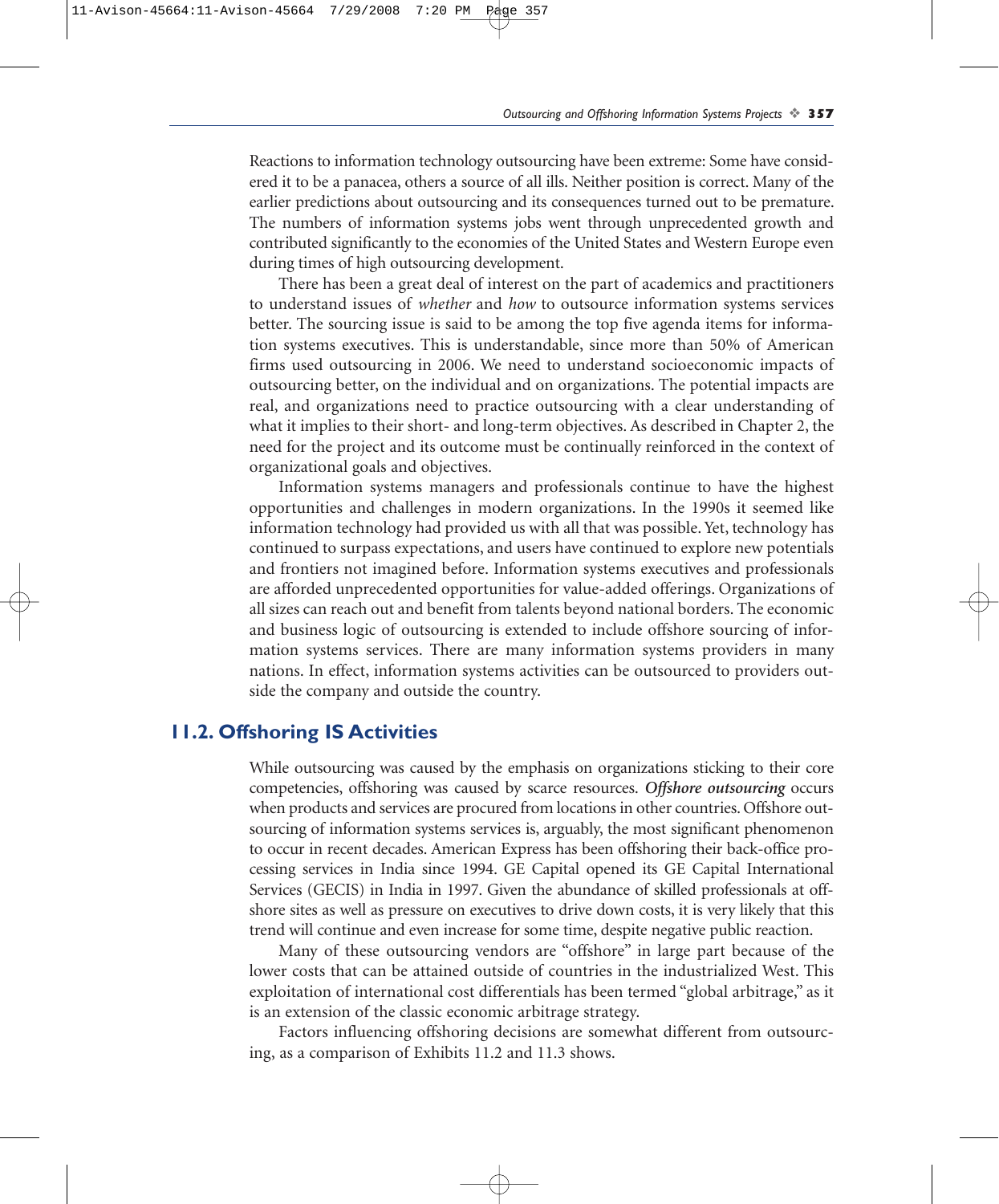Reactions to information technology outsourcing have been extreme: Some have considered it to be a panacea, others a source of all ills. Neither position is correct. Many of the earlier predictions about outsourcing and its consequences turned out to be premature. The numbers of information systems jobs went through unprecedented growth and contributed significantly to the economies of the United States and Western Europe even during times of high outsourcing development.

There has been a great deal of interest on the part of academics and practitioners to understand issues of *whether* and *how* to outsource information systems services better. The sourcing issue is said to be among the top five agenda items for information systems executives. This is understandable, since more than 50% of American firms used outsourcing in 2006. We need to understand socioeconomic impacts of outsourcing better, on the individual and on organizations. The potential impacts are real, and organizations need to practice outsourcing with a clear understanding of what it implies to their short- and long-term objectives. As described in Chapter 2, the need for the project and its outcome must be continually reinforced in the context of organizational goals and objectives.

Information systems managers and professionals continue to have the highest opportunities and challenges in modern organizations. In the 1990s it seemed like information technology had provided us with all that was possible. Yet, technology has continued to surpass expectations, and users have continued to explore new potentials and frontiers not imagined before. Information systems executives and professionals are afforded unprecedented opportunities for value-added offerings. Organizations of all sizes can reach out and benefit from talents beyond national borders. The economic and business logic of outsourcing is extended to include offshore sourcing of information systems services. There are many information systems providers in many nations. In effect, information systems activities can be outsourced to providers outside the company and outside the country.

## 11.2. Offshoring IS Activities

While outsourcing was caused by the emphasis on organizations sticking to their core competencies, offshoring was caused by scarce resources. ***Offshore outsourcing*** occurs when products and services are procured from locations in other countries. Offshore outsourcing of information systems services is, arguably, the most significant phenomenon to occur in recent decades. American Express has been offshoring their back-office processing services in India since 1994. GE Capital opened its GE Capital International Services (GECIS) in India in 1997. Given the abundance of skilled professionals at offshore sites as well as pressure on executives to drive down costs, it is very likely that this trend will continue and even increase for some time, despite negative public reaction.

Many of these outsourcing vendors are "offshore" in large part because of the lower costs that can be attained outside of countries in the industrialized West. This exploitation of international cost differentials has been termed "global arbitrage," as it is an extension of the classic economic arbitrage strategy.

Factors influencing offshoring decisions are somewhat different from outsourcing, as a comparison of Exhibits 11.2 and 11.3 shows.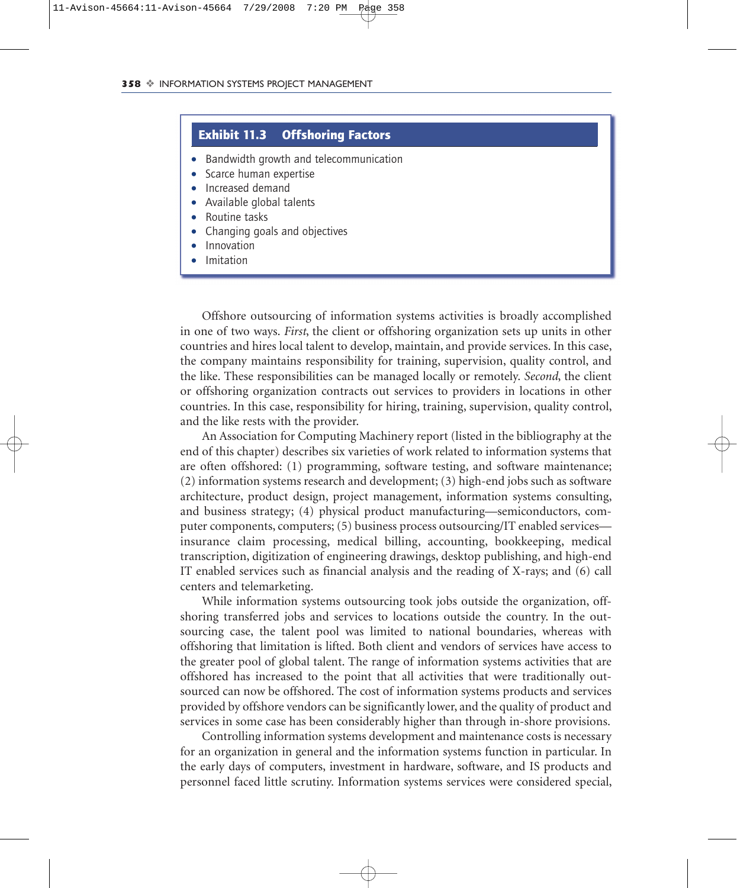**Exhibit 11.3 Offshoring Factors**

- Bandwidth growth and telecommunication
- Scarce human expertise
- Increased demand
- Available global talents
- Routine tasks
- Changing goals and objectives
- Innovation
- Imitation

Offshore outsourcing of information systems activities is broadly accomplished in one of two ways. *First*, the client or offshoring organization sets up units in other countries and hires local talent to develop, maintain, and provide services. In this case, the company maintains responsibility for training, supervision, quality control, and the like. These responsibilities can be managed locally or remotely. *Second*, the client or offshoring organization contracts out services to providers in locations in other countries. In this case, responsibility for hiring, training, supervision, quality control, and the like rests with the provider.

An Association for Computing Machinery report (listed in the bibliography at the end of this chapter) describes six varieties of work related to information systems that are often offshored: (1) programming, software testing, and software maintenance; (2) information systems research and development; (3) high-end jobs such as software architecture, product design, project management, information systems consulting, and business strategy; (4) physical product manufacturing—semiconductors, computer components, computers; (5) business process outsourcing/IT enabled services—insurance claim processing, medical billing, accounting, bookkeeping, medical transcription, digitization of engineering drawings, desktop publishing, and high-end IT enabled services such as financial analysis and the reading of X-rays; and (6) call centers and telemarketing.

While information systems outsourcing took jobs outside the organization, offshoring transferred jobs and services to locations outside the country. In the outsourcing case, the talent pool was limited to national boundaries, whereas with offshoring that limitation is lifted. Both client and vendors of services have access to the greater pool of global talent. The range of information systems activities that are offshored has increased to the point that all activities that were traditionally outsourced can now be offshored. The cost of information systems products and services provided by offshore vendors can be significantly lower, and the quality of product and services in some case has been considerably higher than through in-shore provisions.

Controlling information systems development and maintenance costs is necessary for an organization in general and the information systems function in particular. In the early days of computers, investment in hardware, software, and IS products and personnel faced little scrutiny. Information systems services were considered special,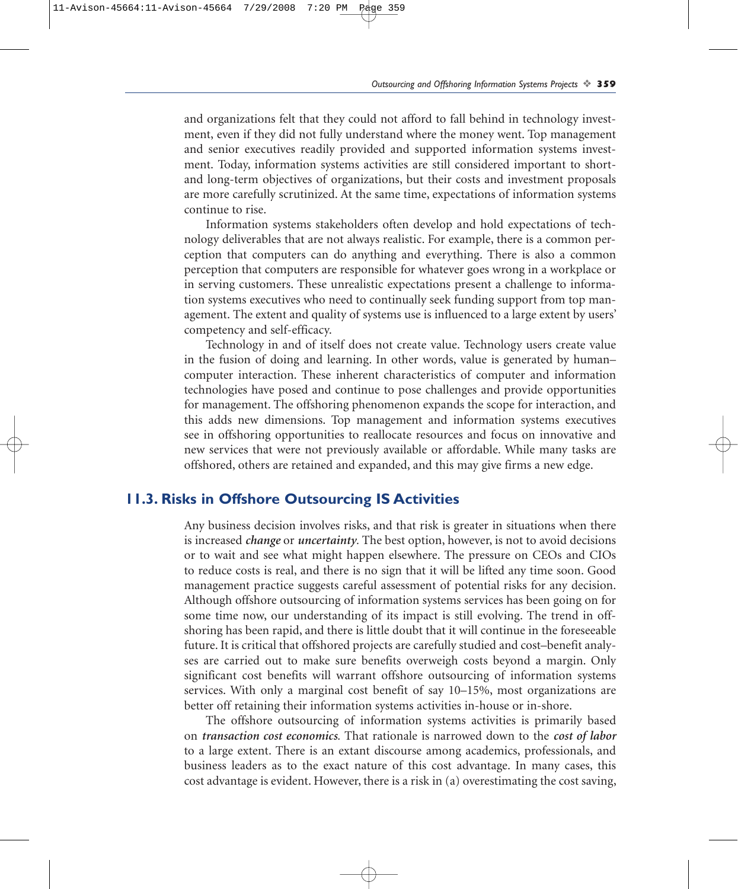and organizations felt that they could not afford to fall behind in technology investment, even if they did not fully understand where the money went. Top management and senior executives readily provided and supported information systems investment. Today, information systems activities are still considered important to short- and long-term objectives of organizations, but their costs and investment proposals are more carefully scrutinized. At the same time, expectations of information systems continue to rise.

Information systems stakeholders often develop and hold expectations of technology deliverables that are not always realistic. For example, there is a common perception that computers can do anything and everything. There is also a common perception that computers are responsible for whatever goes wrong in a workplace or in serving customers. These unrealistic expectations present a challenge to information systems executives who need to continually seek funding support from top management. The extent and quality of systems use is influenced to a large extent by users' competency and self-efficacy.

Technology in and of itself does not create value. Technology users create value in the fusion of doing and learning. In other words, value is generated by human–computer interaction. These inherent characteristics of computer and information technologies have posed and continue to pose challenges and provide opportunities for management. The offshoring phenomenon expands the scope for interaction, and this adds new dimensions. Top management and information systems executives see in offshoring opportunities to reallocate resources and focus on innovative and new services that were not previously available or affordable. While many tasks are offshored, others are retained and expanded, and this may give firms a new edge.

## 11.3. Risks in Offshore Outsourcing IS Activities

Any business decision involves risks, and that risk is greater in situations when there is increased ***change*** or ***uncertainty***. The best option, however, is not to avoid decisions or to wait and see what might happen elsewhere. The pressure on CEOs and CIOs to reduce costs is real, and there is no sign that it will be lifted any time soon. Good management practice suggests careful assessment of potential risks for any decision. Although offshore outsourcing of information systems services has been going on for some time now, our understanding of its impact is still evolving. The trend in offshoring has been rapid, and there is little doubt that it will continue in the foreseeable future. It is critical that offshored projects are carefully studied and cost–benefit analyses are carried out to make sure benefits overweigh costs beyond a margin. Only significant cost benefits will warrant offshore outsourcing of information systems services. With only a marginal cost benefit of say 10–15%, most organizations are better off retaining their information systems activities in-house or in-shore.

The offshore outsourcing of information systems activities is primarily based on ***transaction cost economics***. That rationale is narrowed down to the ***cost of labor*** to a large extent. There is an extant discourse among academics, professionals, and business leaders as to the exact nature of this cost advantage. In many cases, this cost advantage is evident. However, there is a risk in (a) overestimating the cost saving,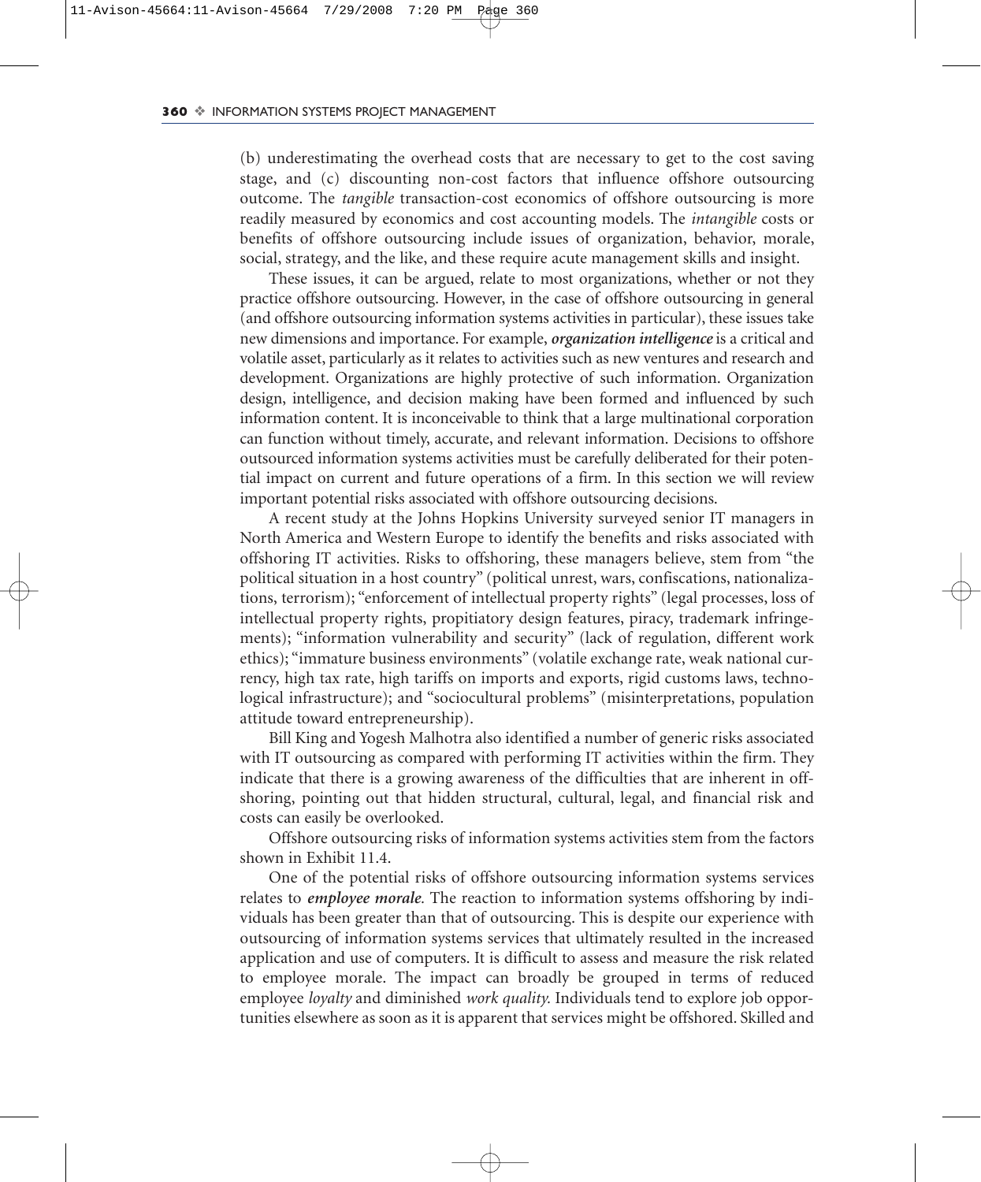(b) underestimating the overhead costs that are necessary to get to the cost saving stage, and (c) discounting non-cost factors that influence offshore outsourcing outcome. The *tangible* transaction-cost economics of offshore outsourcing is more readily measured by economics and cost accounting models. The *intangible* costs or benefits of offshore outsourcing include issues of organization, behavior, morale, social, strategy, and the like, and these require acute management skills and insight.

These issues, it can be argued, relate to most organizations, whether or not they practice offshore outsourcing. However, in the case of offshore outsourcing in general (and offshore outsourcing information systems activities in particular), these issues take new dimensions and importance. For example, ***organization intelligence*** is a critical and volatile asset, particularly as it relates to activities such as new ventures and research and development. Organizations are highly protective of such information. Organization design, intelligence, and decision making have been formed and influenced by such information content. It is inconceivable to think that a large multinational corporation can function without timely, accurate, and relevant information. Decisions to offshore outsourced information systems activities must be carefully deliberated for their potential impact on current and future operations of a firm. In this section we will review important potential risks associated with offshore outsourcing decisions.

A recent study at the Johns Hopkins University surveyed senior IT managers in North America and Western Europe to identify the benefits and risks associated with offshoring IT activities. Risks to offshoring, these managers believe, stem from "the political situation in a host country" (political unrest, wars, confiscations, nationalizations, terrorism); "enforcement of intellectual property rights" (legal processes, loss of intellectual property rights, propitiatory design features, piracy, trademark infringements); "information vulnerability and security" (lack of regulation, different work ethics); "immature business environments" (volatile exchange rate, weak national currency, high tax rate, high tariffs on imports and exports, rigid customs laws, technological infrastructure); and "sociocultural problems" (misinterpretations, population attitude toward entrepreneurship).

Bill King and Yogesh Malhotra also identified a number of generic risks associated with IT outsourcing as compared with performing IT activities within the firm. They indicate that there is a growing awareness of the difficulties that are inherent in offshoring, pointing out that hidden structural, cultural, legal, and financial risk and costs can easily be overlooked.

Offshore outsourcing risks of information systems activities stem from the factors shown in Exhibit 11.4.

One of the potential risks of offshore outsourcing information systems services relates to ***employee morale***. The reaction to information systems offshoring by individuals has been greater than that of outsourcing. This is despite our experience with outsourcing of information systems services that ultimately resulted in the increased application and use of computers. It is difficult to assess and measure the risk related to employee morale. The impact can broadly be grouped in terms of reduced employee *loyalty* and diminished *work quality*. Individuals tend to explore job opportunities elsewhere as soon as it is apparent that services might be offshored. Skilled and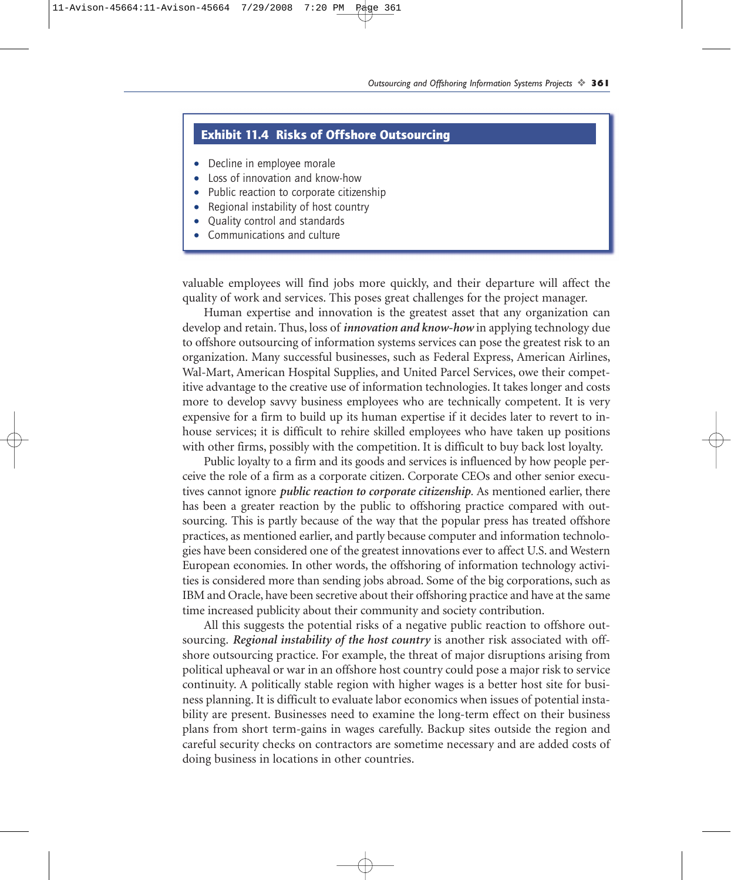**Exhibit 11.4 Risks of Offshore Outsourcing**

- Decline in employee morale
- Loss of innovation and know-how
- Public reaction to corporate citizenship
- Regional instability of host country
- Quality control and standards
- Communications and culture

valuable employees will find jobs more quickly, and their departure will affect the quality of work and services. This poses great challenges for the project manager.

Human expertise and innovation is the greatest asset that any organization can develop and retain. Thus, loss of ***innovation and know-how*** in applying technology due to offshore outsourcing of information systems services can pose the greatest risk to an organization. Many successful businesses, such as Federal Express, American Airlines, Wal-Mart, American Hospital Supplies, and United Parcel Services, owe their competitive advantage to the creative use of information technologies. It takes longer and costs more to develop savvy business employees who are technically competent. It is very expensive for a firm to build up its human expertise if it decides later to revert to in-house services; it is difficult to rehire skilled employees who have taken up positions with other firms, possibly with the competition. It is difficult to buy back lost loyalty.

Public loyalty to a firm and its goods and services is influenced by how people perceive the role of a firm as a corporate citizen. Corporate CEOs and other senior executives cannot ignore ***public reaction to corporate citizenship***. As mentioned earlier, there has been a greater reaction by the public to offshoring practice compared with outsourcing. This is partly because of the way that the popular press has treated offshore practices, as mentioned earlier, and partly because computer and information technologies have been considered one of the greatest innovations ever to affect U.S. and Western European economies. In other words, the offshoring of information technology activities is considered more than sending jobs abroad. Some of the big corporations, such as IBM and Oracle, have been secretive about their offshoring practice and have at the same time increased publicity about their community and society contribution.

All this suggests the potential risks of a negative public reaction to offshore outsourcing. ***Regional instability of the host country*** is another risk associated with offshore outsourcing practice. For example, the threat of major disruptions arising from political upheaval or war in an offshore host country could pose a major risk to service continuity. A politically stable region with higher wages is a better host site for business planning. It is difficult to evaluate labor economics when issues of potential instability are present. Businesses need to examine the long-term effect on their business plans from short term-gains in wages carefully. Backup sites outside the region and careful security checks on contractors are sometime necessary and are added costs of doing business in locations in other countries.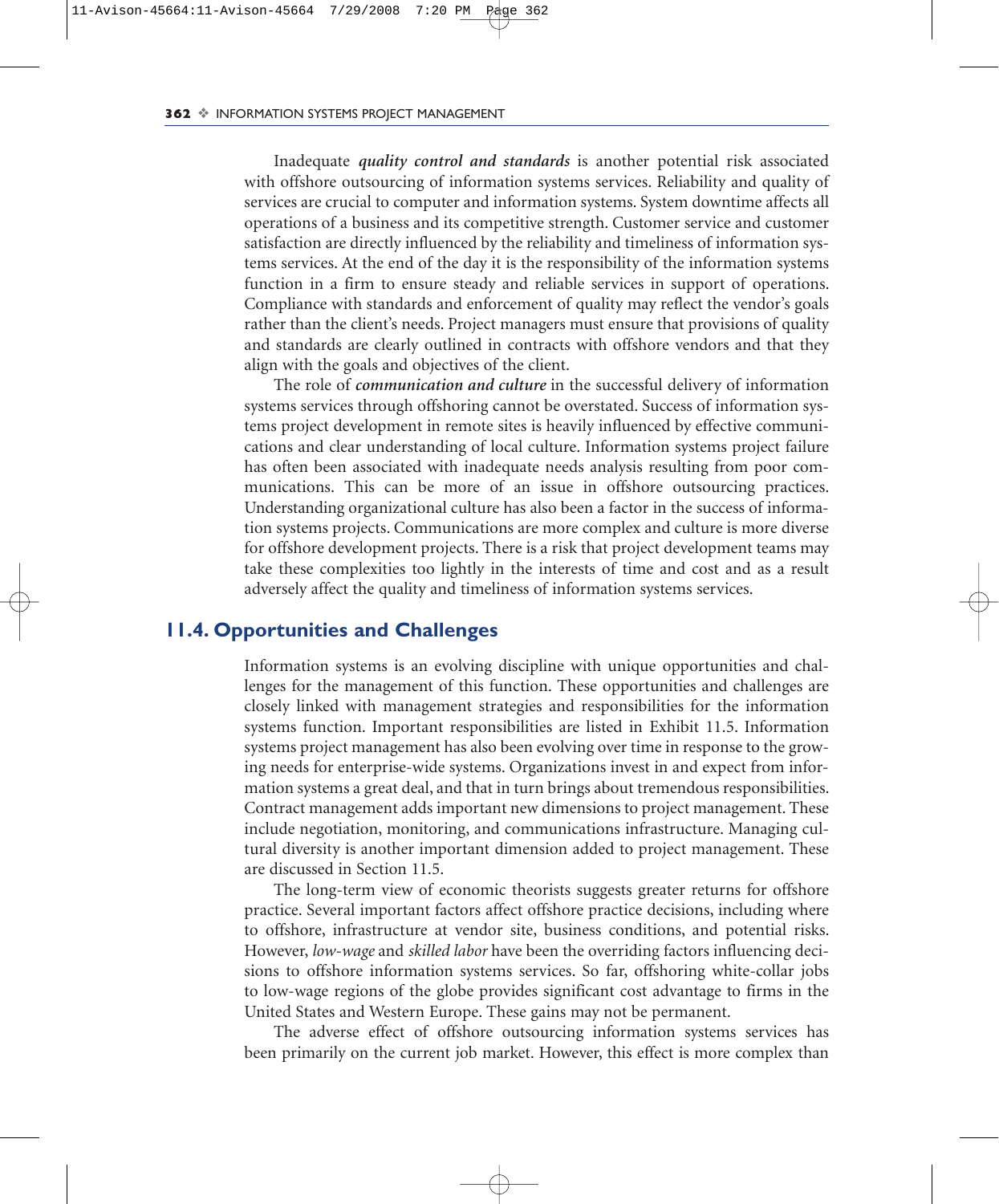Inadequate ***quality control and standards*** is another potential risk associated with offshore outsourcing of information systems services. Reliability and quality of services are crucial to computer and information systems. System downtime affects all operations of a business and its competitive strength. Customer service and customer satisfaction are directly influenced by the reliability and timeliness of information systems services. At the end of the day it is the responsibility of the information systems function in a firm to ensure steady and reliable services in support of operations. Compliance with standards and enforcement of quality may reflect the vendor's goals rather than the client's needs. Project managers must ensure that provisions of quality and standards are clearly outlined in contracts with offshore vendors and that they align with the goals and objectives of the client.

The role of ***communication and culture*** in the successful delivery of information systems services through offshoring cannot be overstated. Success of information systems project development in remote sites is heavily influenced by effective communications and clear understanding of local culture. Information systems project failure has often been associated with inadequate needs analysis resulting from poor communications. This can be more of an issue in offshore outsourcing practices. Understanding organizational culture has also been a factor in the success of information systems projects. Communications are more complex and culture is more diverse for offshore development projects. There is a risk that project development teams may take these complexities too lightly in the interests of time and cost and as a result adversely affect the quality and timeliness of information systems services.

## 11.4. Opportunities and Challenges

Information systems is an evolving discipline with unique opportunities and challenges for the management of this function. These opportunities and challenges are closely linked with management strategies and responsibilities for the information systems function. Important responsibilities are listed in Exhibit 11.5. Information systems project management has also been evolving over time in response to the growing needs for enterprise-wide systems. Organizations invest in and expect from information systems a great deal, and that in turn brings about tremendous responsibilities. Contract management adds important new dimensions to project management. These include negotiation, monitoring, and communications infrastructure. Managing cultural diversity is another important dimension added to project management. These are discussed in Section 11.5.

The long-term view of economic theorists suggests greater returns for offshore practice. Several important factors affect offshore practice decisions, including where to offshore, infrastructure at vendor site, business conditions, and potential risks. However, *low-wage* and *skilled labor* have been the overriding factors influencing decisions to offshore information systems services. So far, offshoring white-collar jobs to low-wage regions of the globe provides significant cost advantage to firms in the United States and Western Europe. These gains may not be permanent.

The adverse effect of offshore outsourcing information systems services has been primarily on the current job market. However, this effect is more complex than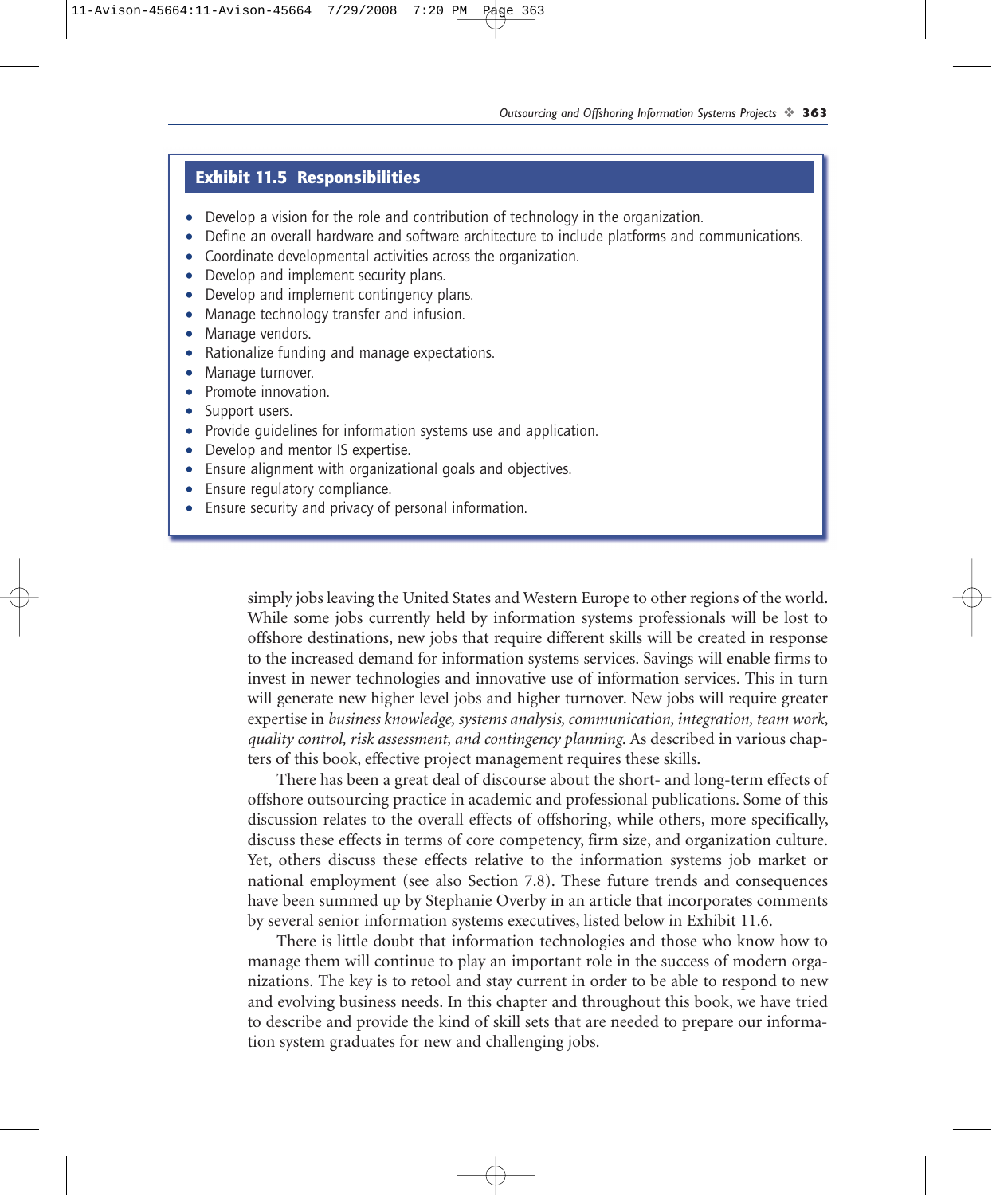### Exhibit 11.5 Responsibilities

- Develop a vision for the role and contribution of technology in the organization.
- Define an overall hardware and software architecture to include platforms and communications.
- Coordinate developmental activities across the organization.
- Develop and implement security plans.
- Develop and implement contingency plans.
- Manage technology transfer and infusion.
- Manage vendors.
- Rationalize funding and manage expectations.
- Manage turnover.
- Promote innovation.
- Support users.
- Provide guidelines for information systems use and application.
- Develop and mentor IS expertise.
- Ensure alignment with organizational goals and objectives.
- Ensure regulatory compliance.
- Ensure security and privacy of personal information.

simply jobs leaving the United States and Western Europe to other regions of the world. While some jobs currently held by information systems professionals will be lost to offshore destinations, new jobs that require different skills will be created in response to the increased demand for information systems services. Savings will enable firms to invest in newer technologies and innovative use of information services. This in turn will generate new higher level jobs and higher turnover. New jobs will require greater expertise in *business knowledge, systems analysis, communication, integration, team work, quality control, risk assessment, and contingency planning*. As described in various chapters of this book, effective project management requires these skills.

There has been a great deal of discourse about the short- and long-term effects of offshore outsourcing practice in academic and professional publications. Some of this discussion relates to the overall effects of offshoring, while others, more specifically, discuss these effects in terms of core competency, firm size, and organization culture. Yet, others discuss these effects relative to the information systems job market or national employment (see also Section 7.8). These future trends and consequences have been summed up by Stephanie Overby in an article that incorporates comments by several senior information systems executives, listed below in Exhibit 11.6.

There is little doubt that information technologies and those who know how to manage them will continue to play an important role in the success of modern organizations. The key is to retool and stay current in order to be able to respond to new and evolving business needs. In this chapter and throughout this book, we have tried to describe and provide the kind of skill sets that are needed to prepare our information system graduates for new and challenging jobs.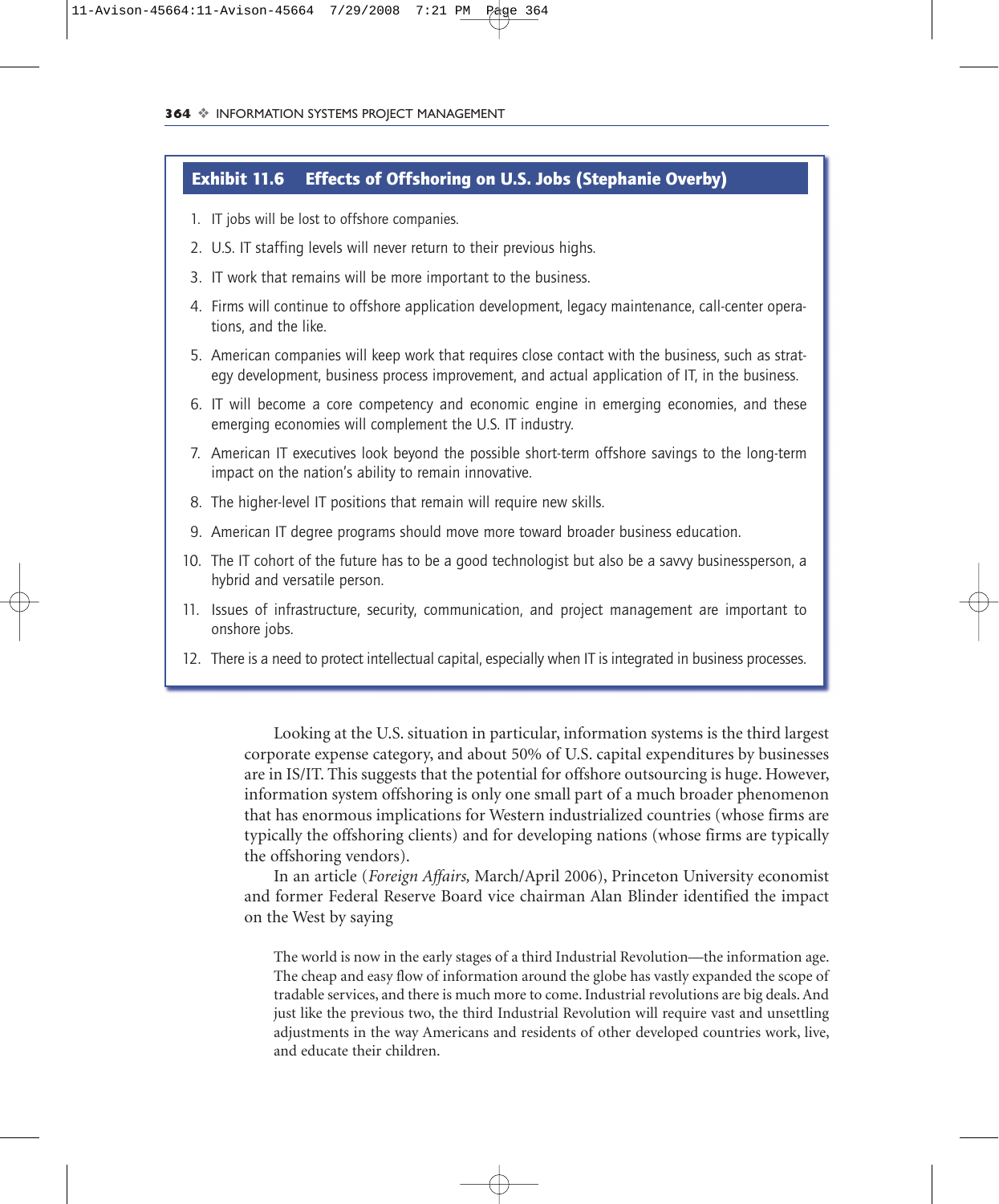**Exhibit 11.6 Effects of Offshoring on U.S. Jobs (Stephanie Overby)**

1. IT jobs will be lost to offshore companies.
2. U.S. IT staffing levels will never return to their previous highs.
3. IT work that remains will be more important to the business.
4. Firms will continue to offshore application development, legacy maintenance, call-center operations, and the like.
5. American companies will keep work that requires close contact with the business, such as strategy development, business process improvement, and actual application of IT, in the business.
6. IT will become a core competency and economic engine in emerging economies, and these emerging economies will complement the U.S. IT industry.
7. American IT executives look beyond the possible short-term offshore savings to the long-term impact on the nation's ability to remain innovative.
8. The higher-level IT positions that remain will require new skills.
9. American IT degree programs should move more toward broader business education.
10. The IT cohort of the future has to be a good technologist but also be a savvy businessperson, a hybrid and versatile person.
11. Issues of infrastructure, security, communication, and project management are important to onshore jobs.
12. There is a need to protect intellectual capital, especially when IT is integrated in business processes.

Looking at the U.S. situation in particular, information systems is the third largest corporate expense category, and about 50% of U.S. capital expenditures by businesses are in IS/IT. This suggests that the potential for offshore outsourcing is huge. However, information system offshoring is only one small part of a much broader phenomenon that has enormous implications for Western industrialized countries (whose firms are typically the offshoring clients) and for developing nations (whose firms are typically the offshoring vendors).

In an article (*Foreign Affairs,* March/April 2006), Princeton University economist and former Federal Reserve Board vice chairman Alan Blinder identified the impact on the West by saying

> The world is now in the early stages of a third Industrial Revolution—the information age. The cheap and easy flow of information around the globe has vastly expanded the scope of tradable services, and there is much more to come. Industrial revolutions are big deals. And just like the previous two, the third Industrial Revolution will require vast and unsettling adjustments in the way Americans and residents of other developed countries work, live, and educate their children.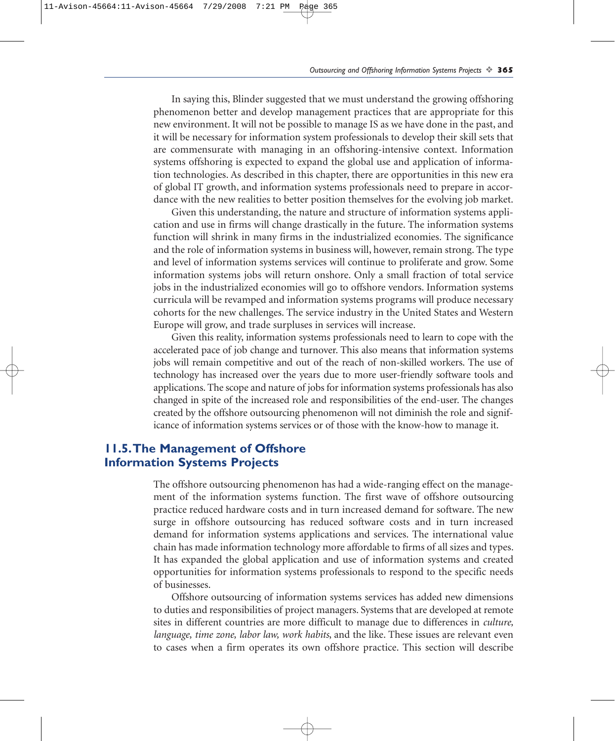In saying this, Blinder suggested that we must understand the growing offshoring phenomenon better and develop management practices that are appropriate for this new environment. It will not be possible to manage IS as we have done in the past, and it will be necessary for information system professionals to develop their skill sets that are commensurate with managing in an offshoring-intensive context. Information systems offshoring is expected to expand the global use and application of information technologies. As described in this chapter, there are opportunities in this new era of global IT growth, and information systems professionals need to prepare in accordance with the new realities to better position themselves for the evolving job market.

Given this understanding, the nature and structure of information systems application and use in firms will change drastically in the future. The information systems function will shrink in many firms in the industrialized economies. The significance and the role of information systems in business will, however, remain strong. The type and level of information systems services will continue to proliferate and grow. Some information systems jobs will return onshore. Only a small fraction of total service jobs in the industrialized economies will go to offshore vendors. Information systems curricula will be revamped and information systems programs will produce necessary cohorts for the new challenges. The service industry in the United States and Western Europe will grow, and trade surpluses in services will increase.

Given this reality, information systems professionals need to learn to cope with the accelerated pace of job change and turnover. This also means that information systems jobs will remain competitive and out of the reach of non-skilled workers. The use of technology has increased over the years due to more user-friendly software tools and applications. The scope and nature of jobs for information systems professionals has also changed in spite of the increased role and responsibilities of the end-user. The changes created by the offshore outsourcing phenomenon will not diminish the role and significance of information systems services or of those with the know-how to manage it.

## 11.5. The Management of Offshore Information Systems Projects

The offshore outsourcing phenomenon has had a wide-ranging effect on the management of the information systems function. The first wave of offshore outsourcing practice reduced hardware costs and in turn increased demand for software. The new surge in offshore outsourcing has reduced software costs and in turn increased demand for information systems applications and services. The international value chain has made information technology more affordable to firms of all sizes and types. It has expanded the global application and use of information systems and created opportunities for information systems professionals to respond to the specific needs of businesses.

Offshore outsourcing of information systems services has added new dimensions to duties and responsibilities of project managers. Systems that are developed at remote sites in different countries are more difficult to manage due to differences in *culture, language, time zone, labor law, work habits*, and the like. These issues are relevant even to cases when a firm operates its own offshore practice. This section will describe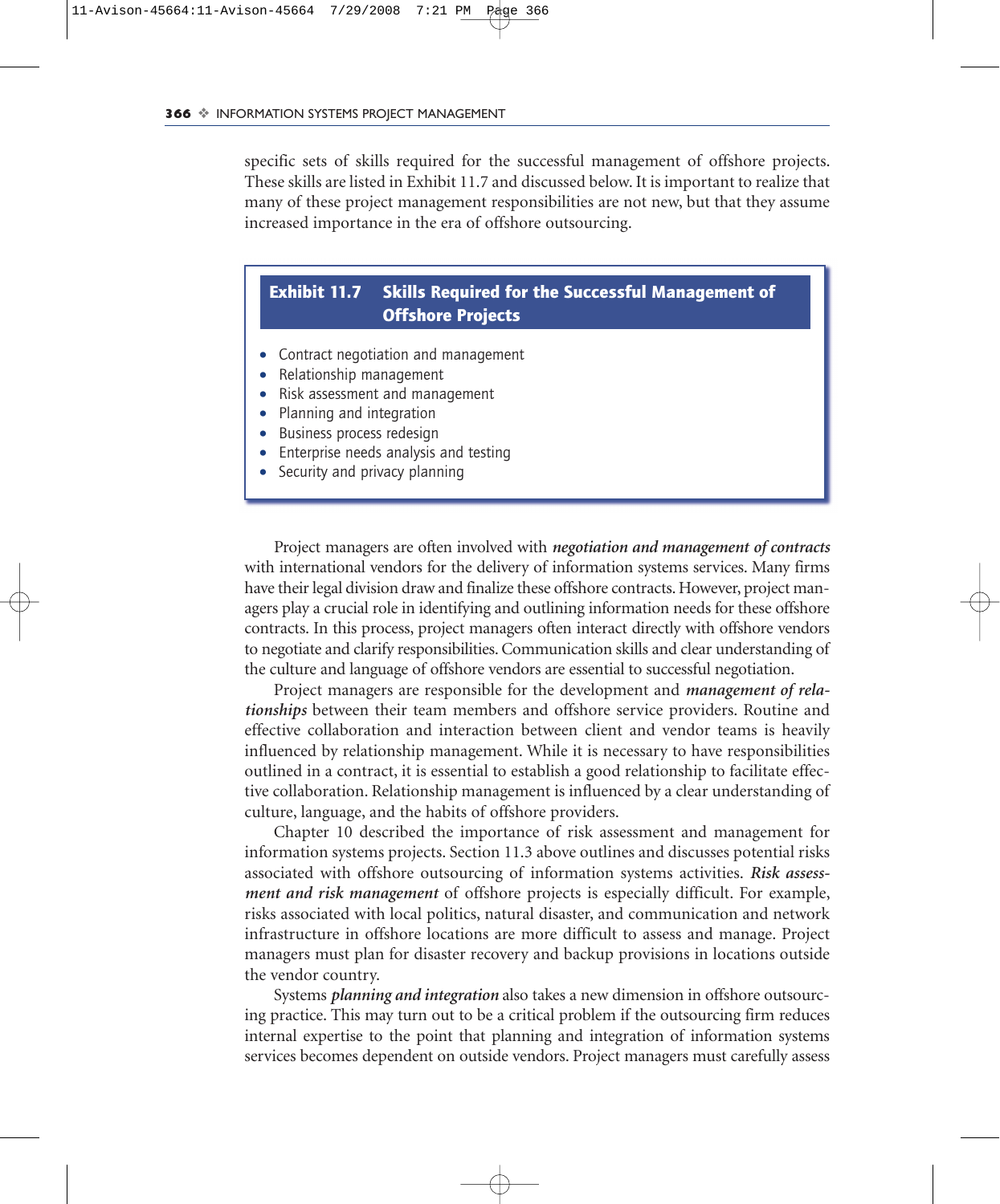specific sets of skills required for the successful management of offshore projects. These skills are listed in Exhibit 11.7 and discussed below. It is important to realize that many of these project management responsibilities are not new, but that they assume increased importance in the era of offshore outsourcing.

**Exhibit 11.7 Skills Required for the Successful Management of Offshore Projects**

- Contract negotiation and management
- Relationship management
- Risk assessment and management
- Planning and integration
- Business process redesign
- Enterprise needs analysis and testing
- Security and privacy planning

Project managers are often involved with ***negotiation and management of contracts*** with international vendors for the delivery of information systems services. Many firms have their legal division draw and finalize these offshore contracts. However, project managers play a crucial role in identifying and outlining information needs for these offshore contracts. In this process, project managers often interact directly with offshore vendors to negotiate and clarify responsibilities. Communication skills and clear understanding of the culture and language of offshore vendors are essential to successful negotiation.

Project managers are responsible for the development and ***management of relationships*** between their team members and offshore service providers. Routine and effective collaboration and interaction between client and vendor teams is heavily influenced by relationship management. While it is necessary to have responsibilities outlined in a contract, it is essential to establish a good relationship to facilitate effective collaboration. Relationship management is influenced by a clear understanding of culture, language, and the habits of offshore providers.

Chapter 10 described the importance of risk assessment and management for information systems projects. Section 11.3 above outlines and discusses potential risks associated with offshore outsourcing of information systems activities. ***Risk assessment and risk management*** of offshore projects is especially difficult. For example, risks associated with local politics, natural disaster, and communication and network infrastructure in offshore locations are more difficult to assess and manage. Project managers must plan for disaster recovery and backup provisions in locations outside the vendor country.

Systems ***planning and integration*** also takes a new dimension in offshore outsourcing practice. This may turn out to be a critical problem if the outsourcing firm reduces internal expertise to the point that planning and integration of information systems services becomes dependent on outside vendors. Project managers must carefully assess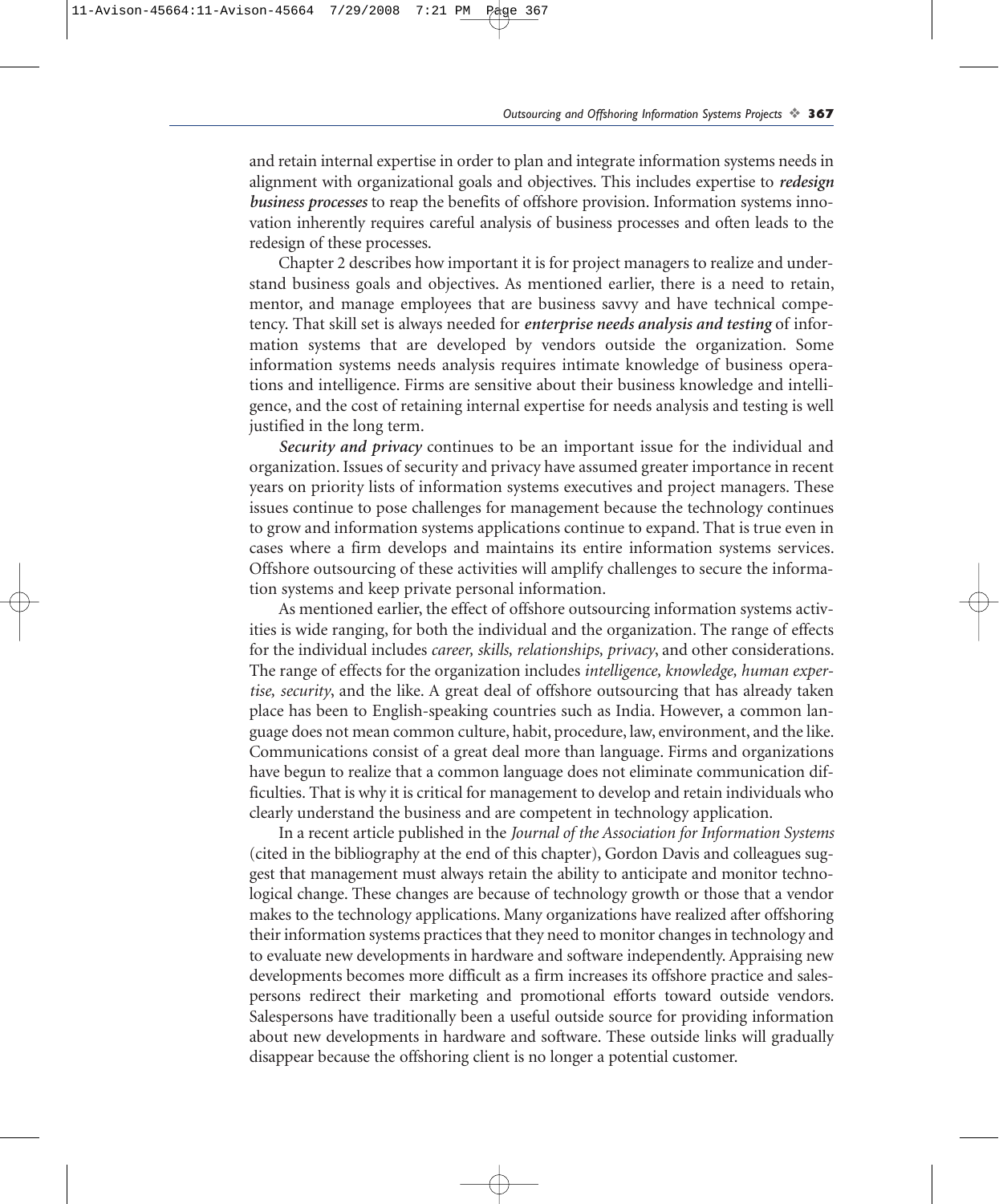and retain internal expertise in order to plan and integrate information systems needs in alignment with organizational goals and objectives. This includes expertise to ***redesign business processes*** to reap the benefits of offshore provision. Information systems innovation inherently requires careful analysis of business processes and often leads to the redesign of these processes.

Chapter 2 describes how important it is for project managers to realize and understand business goals and objectives. As mentioned earlier, there is a need to retain, mentor, and manage employees that are business savvy and have technical competency. That skill set is always needed for ***enterprise needs analysis and testing*** of information systems that are developed by vendors outside the organization. Some information systems needs analysis requires intimate knowledge of business operations and intelligence. Firms are sensitive about their business knowledge and intelligence, and the cost of retaining internal expertise for needs analysis and testing is well justified in the long term.

***Security and privacy*** continues to be an important issue for the individual and organization. Issues of security and privacy have assumed greater importance in recent years on priority lists of information systems executives and project managers. These issues continue to pose challenges for management because the technology continues to grow and information systems applications continue to expand. That is true even in cases where a firm develops and maintains its entire information systems services. Offshore outsourcing of these activities will amplify challenges to secure the information systems and keep private personal information.

As mentioned earlier, the effect of offshore outsourcing information systems activities is wide ranging, for both the individual and the organization. The range of effects for the individual includes *career, skills, relationships, privacy*, and other considerations. The range of effects for the organization includes *intelligence, knowledge, human expertise, security*, and the like. A great deal of offshore outsourcing that has already taken place has been to English-speaking countries such as India. However, a common language does not mean common culture, habit, procedure, law, environment, and the like. Communications consist of a great deal more than language. Firms and organizations have begun to realize that a common language does not eliminate communication difficulties. That is why it is critical for management to develop and retain individuals who clearly understand the business and are competent in technology application.

In a recent article published in the *Journal of the Association for Information Systems* (cited in the bibliography at the end of this chapter), Gordon Davis and colleagues suggest that management must always retain the ability to anticipate and monitor technological change. These changes are because of technology growth or those that a vendor makes to the technology applications. Many organizations have realized after offshoring their information systems practices that they need to monitor changes in technology and to evaluate new developments in hardware and software independently. Appraising new developments becomes more difficult as a firm increases its offshore practice and salespersons redirect their marketing and promotional efforts toward outside vendors. Salespersons have traditionally been a useful outside source for providing information about new developments in hardware and software. These outside links will gradually disappear because the offshoring client is no longer a potential customer.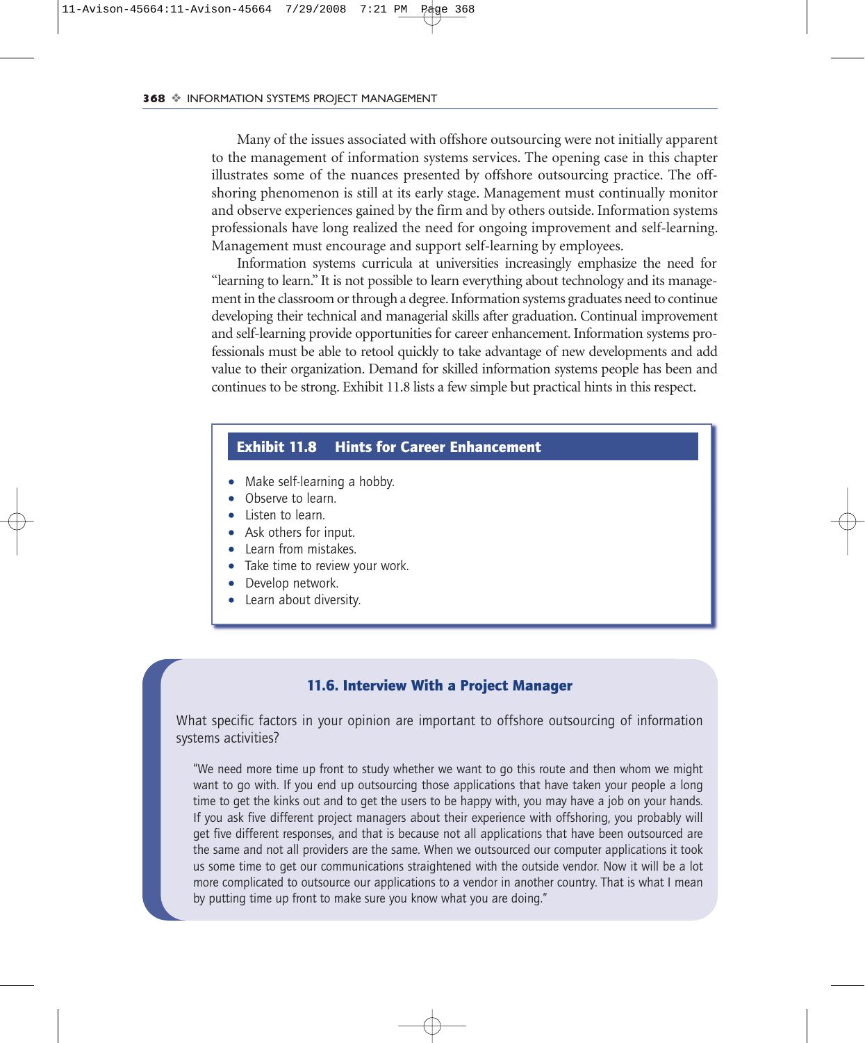Many of the issues associated with offshore outsourcing were not initially apparent to the management of information systems services. The opening case in this chapter illustrates some of the nuances presented by offshore outsourcing practice. The offshoring phenomenon is still at its early stage. Management must continually monitor and observe experiences gained by the firm and by others outside. Information systems professionals have long realized the need for ongoing improvement and self-learning. Management must encourage and support self-learning by employees.

Information systems curricula at universities increasingly emphasize the need for "learning to learn." It is not possible to learn everything about technology and its management in the classroom or through a degree. Information systems graduates need to continue developing their technical and managerial skills after graduation. Continual improvement and self-learning provide opportunities for career enhancement. Information systems professionals must be able to retool quickly to take advantage of new developments and add value to their organization. Demand for skilled information systems people has been and continues to be strong. Exhibit 11.8 lists a few simple but practical hints in this respect.

**Exhibit 11.8 Hints for Career Enhancement**

- Make self-learning a hobby.
- Observe to learn.
- Listen to learn.
- Ask others for input.
- Learn from mistakes.
- Take time to review your work.
- Develop network.
- Learn about diversity.

### 11.6. Interview With a Project Manager

What specific factors in your opinion are important to offshore outsourcing of information systems activities?

"We need more time up front to study whether we want to go this route and then whom we might want to go with. If you end up outsourcing those applications that have taken your people a long time to get the kinks out and to get the users to be happy with, you may have a job on your hands. If you ask five different project managers about their experience with offshoring, you probably will get five different responses, and that is because not all applications that have been outsourced are the same and not all providers are the same. When we outsourced our computer applications it took us some time to get our communications straightened with the outside vendor. Now it will be a lot more complicated to outsource our applications to a vendor in another country. That is what I mean by putting time up front to make sure you know what you are doing."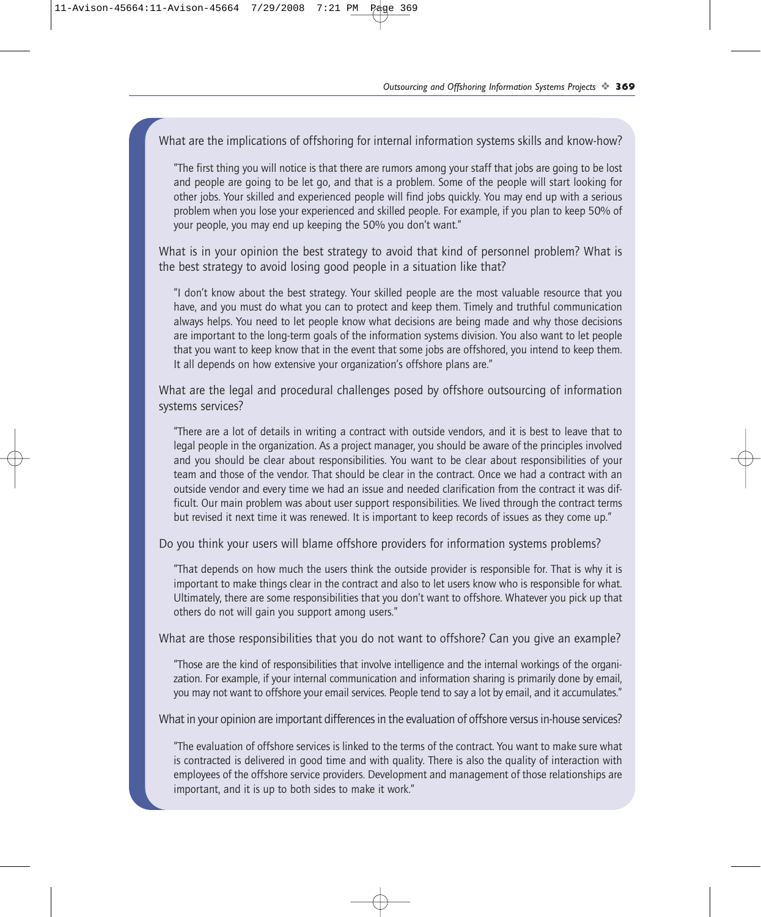What are the implications of offshoring for internal information systems skills and know-how?

> "The first thing you will notice is that there are rumors among your staff that jobs are going to be lost and people are going to be let go, and that is a problem. Some of the people will start looking for other jobs. Your skilled and experienced people will find jobs quickly. You may end up with a serious problem when you lose your experienced and skilled people. For example, if you plan to keep 50% of your people, you may end up keeping the 50% you don't want."

What is in your opinion the best strategy to avoid that kind of personnel problem? What is the best strategy to avoid losing good people in a situation like that?

> "I don't know about the best strategy. Your skilled people are the most valuable resource that you have, and you must do what you can to protect and keep them. Timely and truthful communication always helps. You need to let people know what decisions are being made and why those decisions are important to the long-term goals of the information systems division. You also want to let people that you want to keep know that in the event that some jobs are offshored, you intend to keep them. It all depends on how extensive your organization's offshore plans are."

What are the legal and procedural challenges posed by offshore outsourcing of information systems services?

> "There are a lot of details in writing a contract with outside vendors, and it is best to leave that to legal people in the organization. As a project manager, you should be aware of the principles involved and you should be clear about responsibilities. You want to be clear about responsibilities of your team and those of the vendor. That should be clear in the contract. Once we had a contract with an outside vendor and every time we had an issue and needed clarification from the contract it was difficult. Our main problem was about user support responsibilities. We lived through the contract terms but revised it next time it was renewed. It is important to keep records of issues as they come up."

Do you think your users will blame offshore providers for information systems problems?

> "That depends on how much the users think the outside provider is responsible for. That is why it is important to make things clear in the contract and also to let users know who is responsible for what. Ultimately, there are some responsibilities that you don't want to offshore. Whatever you pick up that others do not will gain you support among users."

What are those responsibilities that you do not want to offshore? Can you give an example?

> "Those are the kind of responsibilities that involve intelligence and the internal workings of the organization. For example, if your internal communication and information sharing is primarily done by email, you may not want to offshore your email services. People tend to say a lot by email, and it accumulates."

What in your opinion are important differences in the evaluation of offshore versus in-house services?

> "The evaluation of offshore services is linked to the terms of the contract. You want to make sure what is contracted is delivered in good time and with quality. There is also the quality of interaction with employees of the offshore service providers. Development and management of those relationships are important, and it is up to both sides to make it work."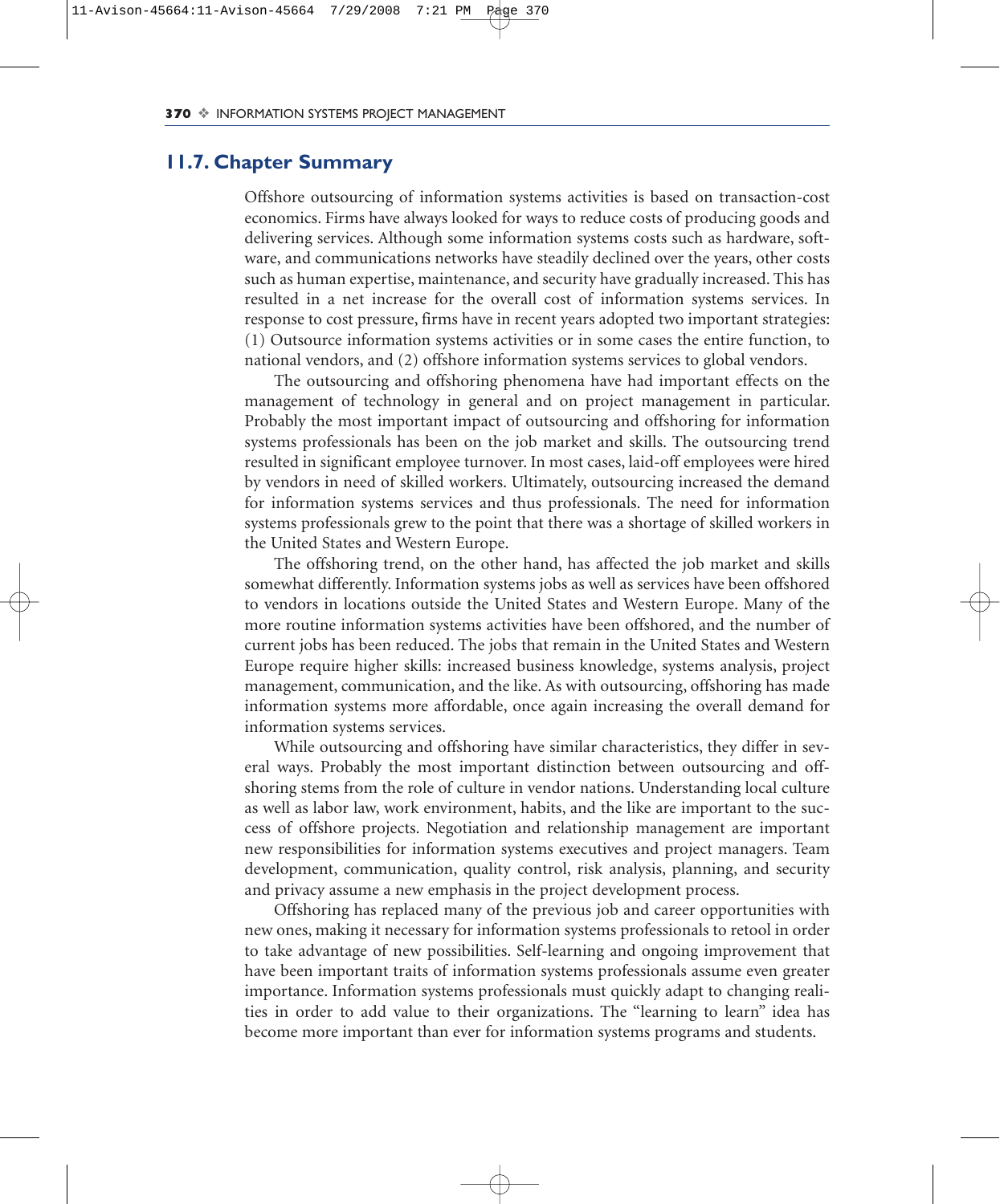## 11.7. Chapter Summary

Offshore outsourcing of information systems activities is based on transaction-cost economics. Firms have always looked for ways to reduce costs of producing goods and delivering services. Although some information systems costs such as hardware, software, and communications networks have steadily declined over the years, other costs such as human expertise, maintenance, and security have gradually increased. This has resulted in a net increase for the overall cost of information systems services. In response to cost pressure, firms have in recent years adopted two important strategies: (1) Outsource information systems activities or in some cases the entire function, to national vendors, and (2) offshore information systems services to global vendors.

The outsourcing and offshoring phenomena have had important effects on the management of technology in general and on project management in particular. Probably the most important impact of outsourcing and offshoring for information systems professionals has been on the job market and skills. The outsourcing trend resulted in significant employee turnover. In most cases, laid-off employees were hired by vendors in need of skilled workers. Ultimately, outsourcing increased the demand for information systems services and thus professionals. The need for information systems professionals grew to the point that there was a shortage of skilled workers in the United States and Western Europe.

The offshoring trend, on the other hand, has affected the job market and skills somewhat differently. Information systems jobs as well as services have been offshored to vendors in locations outside the United States and Western Europe. Many of the more routine information systems activities have been offshored, and the number of current jobs has been reduced. The jobs that remain in the United States and Western Europe require higher skills: increased business knowledge, systems analysis, project management, communication, and the like. As with outsourcing, offshoring has made information systems more affordable, once again increasing the overall demand for information systems services.

While outsourcing and offshoring have similar characteristics, they differ in several ways. Probably the most important distinction between outsourcing and offshoring stems from the role of culture in vendor nations. Understanding local culture as well as labor law, work environment, habits, and the like are important to the success of offshore projects. Negotiation and relationship management are important new responsibilities for information systems executives and project managers. Team development, communication, quality control, risk analysis, planning, and security and privacy assume a new emphasis in the project development process.

Offshoring has replaced many of the previous job and career opportunities with new ones, making it necessary for information systems professionals to retool in order to take advantage of new possibilities. Self-learning and ongoing improvement that have been important traits of information systems professionals assume even greater importance. Information systems professionals must quickly adapt to changing realities in order to add value to their organizations. The "learning to learn" idea has become more important than ever for information systems programs and students.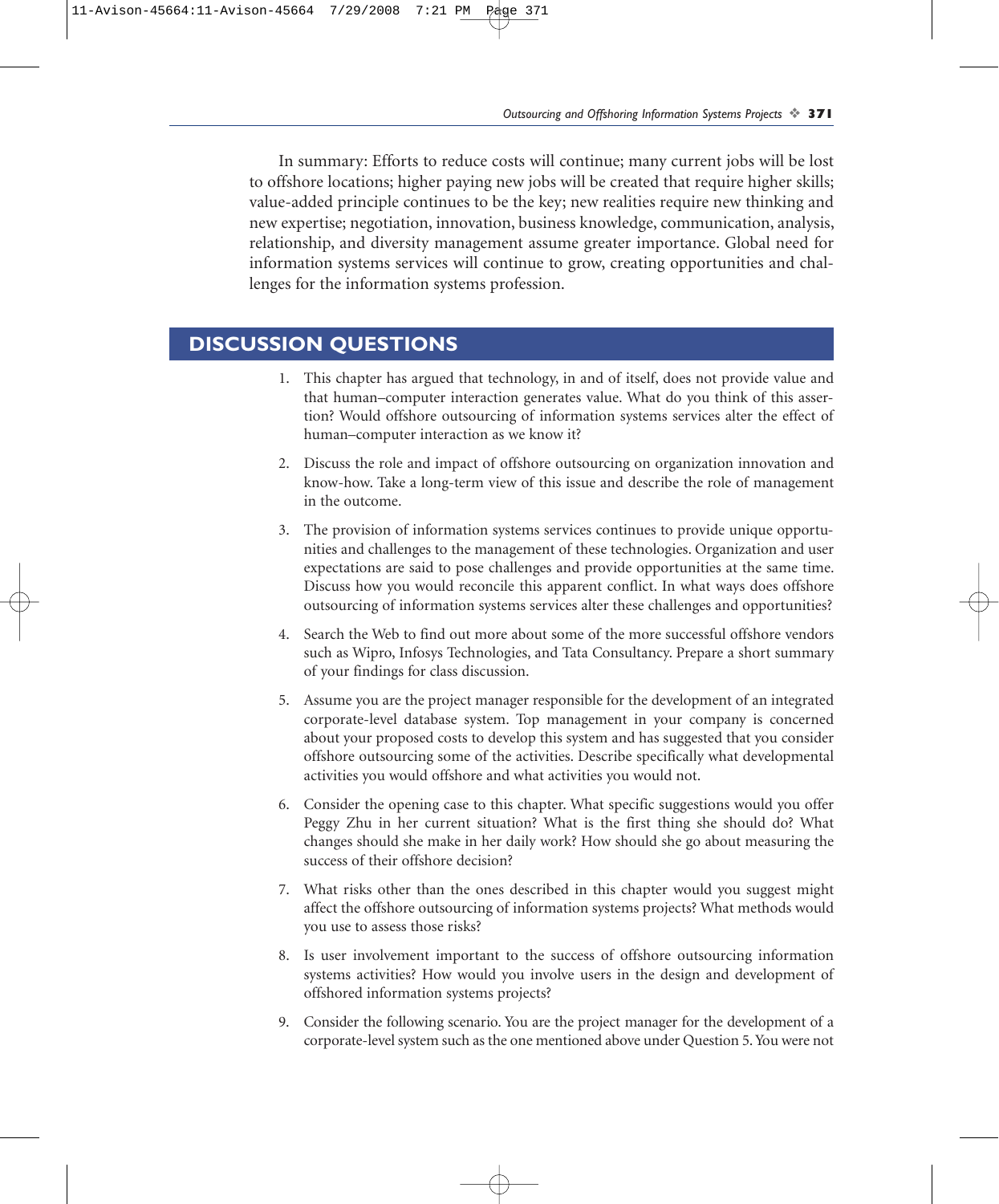In summary: Efforts to reduce costs will continue; many current jobs will be lost to offshore locations; higher paying new jobs will be created that require higher skills; value-added principle continues to be the key; new realities require new thinking and new expertise; negotiation, innovation, business knowledge, communication, analysis, relationship, and diversity management assume greater importance. Global need for information systems services will continue to grow, creating opportunities and challenges for the information systems profession.

## DISCUSSION QUESTIONS

1. This chapter has argued that technology, in and of itself, does not provide value and that human–computer interaction generates value. What do you think of this assertion? Would offshore outsourcing of information systems services alter the effect of human–computer interaction as we know it?

2. Discuss the role and impact of offshore outsourcing on organization innovation and know-how. Take a long-term view of this issue and describe the role of management in the outcome.

3. The provision of information systems services continues to provide unique opportunities and challenges to the management of these technologies. Organization and user expectations are said to pose challenges and provide opportunities at the same time. Discuss how you would reconcile this apparent conflict. In what ways does offshore outsourcing of information systems services alter these challenges and opportunities?

4. Search the Web to find out more about some of the more successful offshore vendors such as Wipro, Infosys Technologies, and Tata Consultancy. Prepare a short summary of your findings for class discussion.

5. Assume you are the project manager responsible for the development of an integrated corporate-level database system. Top management in your company is concerned about your proposed costs to develop this system and has suggested that you consider offshore outsourcing some of the activities. Describe specifically what developmental activities you would offshore and what activities you would not.

6. Consider the opening case to this chapter. What specific suggestions would you offer Peggy Zhu in her current situation? What is the first thing she should do? What changes should she make in her daily work? How should she go about measuring the success of their offshore decision?

7. What risks other than the ones described in this chapter would you suggest might affect the offshore outsourcing of information systems projects? What methods would you use to assess those risks?

8. Is user involvement important to the success of offshore outsourcing information systems activities? How would you involve users in the design and development of offshored information systems projects?

9. Consider the following scenario. You are the project manager for the development of a corporate-level system such as the one mentioned above under Question 5. You were not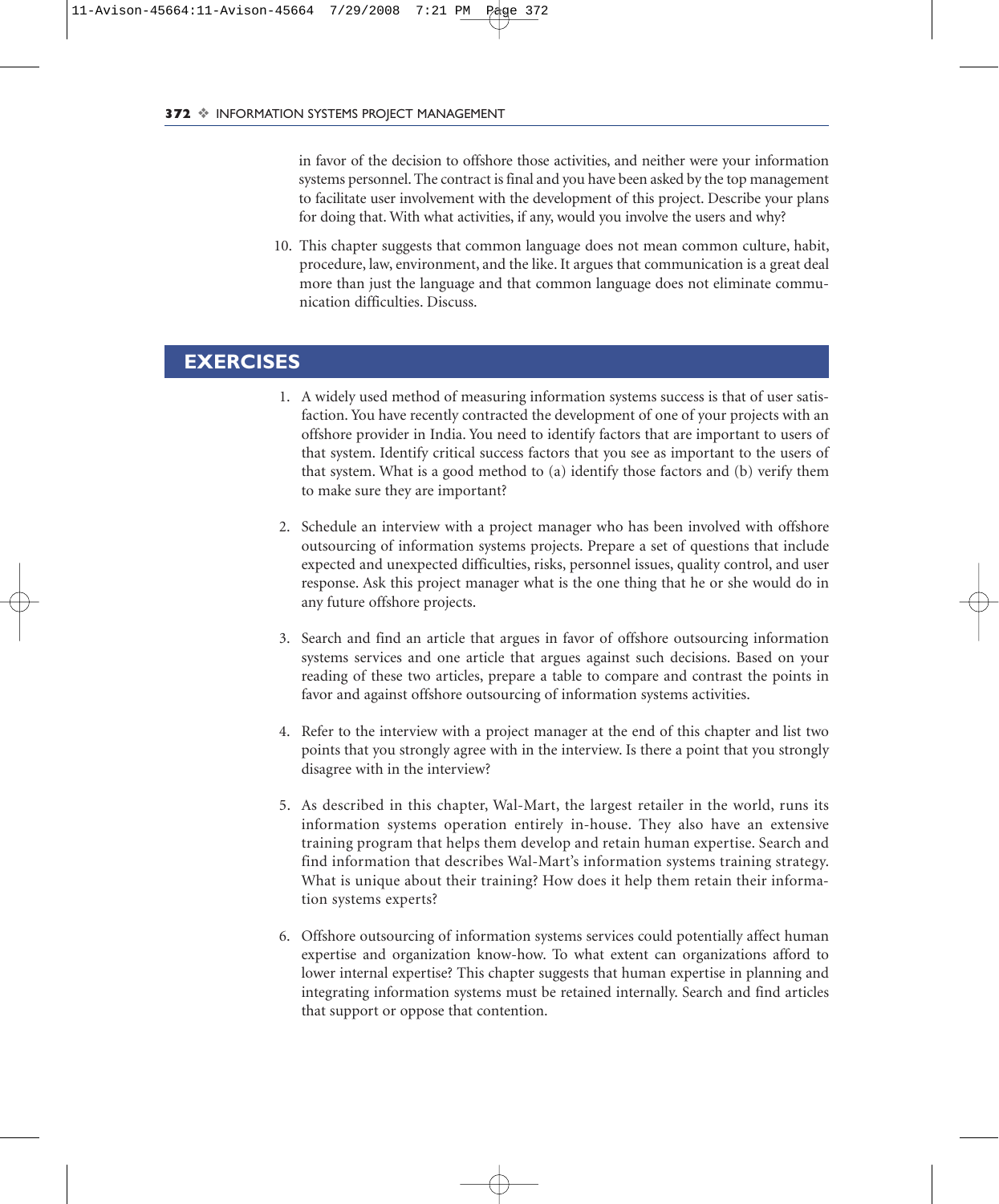in favor of the decision to offshore those activities, and neither were your information systems personnel. The contract is final and you have been asked by the top management to facilitate user involvement with the development of this project. Describe your plans for doing that. With what activities, if any, would you involve the users and why?

10. This chapter suggests that common language does not mean common culture, habit, procedure, law, environment, and the like. It argues that communication is a great deal more than just the language and that common language does not eliminate communication difficulties. Discuss.

## EXERCISES

1. A widely used method of measuring information systems success is that of user satisfaction. You have recently contracted the development of one of your projects with an offshore provider in India. You need to identify factors that are important to users of that system. Identify critical success factors that you see as important to the users of that system. What is a good method to (a) identify those factors and (b) verify them to make sure they are important?

2. Schedule an interview with a project manager who has been involved with offshore outsourcing of information systems projects. Prepare a set of questions that include expected and unexpected difficulties, risks, personnel issues, quality control, and user response. Ask this project manager what is the one thing that he or she would do in any future offshore projects.

3. Search and find an article that argues in favor of offshore outsourcing information systems services and one article that argues against such decisions. Based on your reading of these two articles, prepare a table to compare and contrast the points in favor and against offshore outsourcing of information systems activities.

4. Refer to the interview with a project manager at the end of this chapter and list two points that you strongly agree with in the interview. Is there a point that you strongly disagree with in the interview?

5. As described in this chapter, Wal-Mart, the largest retailer in the world, runs its information systems operation entirely in-house. They also have an extensive training program that helps them develop and retain human expertise. Search and find information that describes Wal-Mart's information systems training strategy. What is unique about their training? How does it help them retain their information systems experts?

6. Offshore outsourcing of information systems services could potentially affect human expertise and organization know-how. To what extent can organizations afford to lower internal expertise? This chapter suggests that human expertise in planning and integrating information systems must be retained internally. Search and find articles that support or oppose that contention.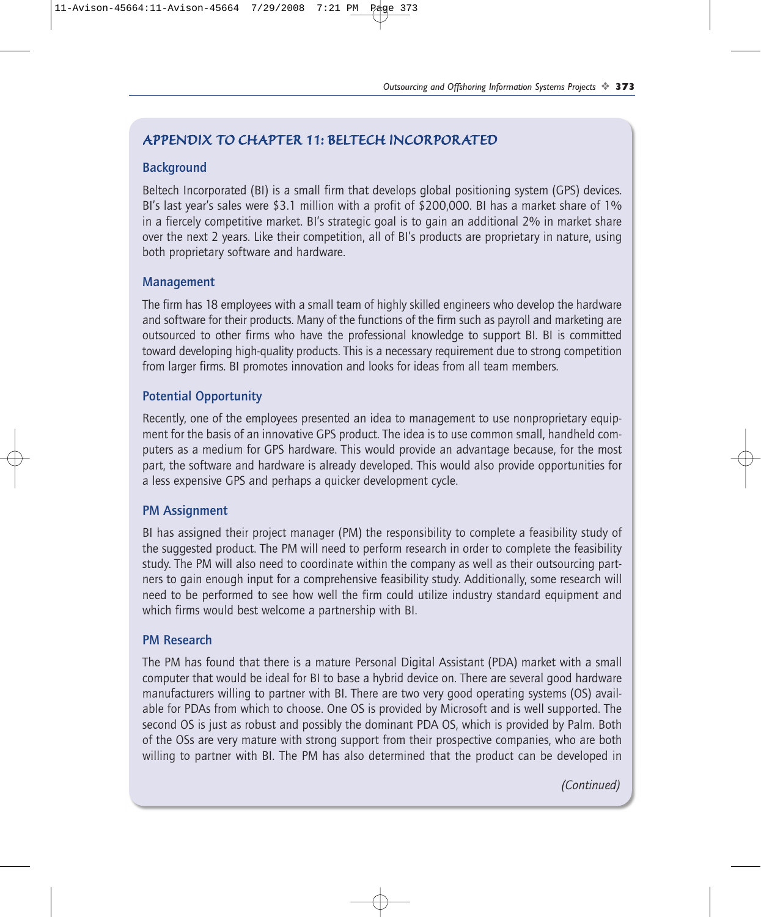## APPENDIX TO CHAPTER 11: BELTECH INCORPORATED

### Background

Beltech Incorporated (BI) is a small firm that develops global positioning system (GPS) devices. BI's last year's sales were $3.1 million with a profit of $200,000. BI has a market share of 1% in a fiercely competitive market. BI's strategic goal is to gain an additional 2% in market share over the next 2 years. Like their competition, all of BI's products are proprietary in nature, using both proprietary software and hardware.

### Management

The firm has 18 employees with a small team of highly skilled engineers who develop the hardware and software for their products. Many of the functions of the firm such as payroll and marketing are outsourced to other firms who have the professional knowledge to support BI. BI is committed toward developing high-quality products. This is a necessary requirement due to strong competition from larger firms. BI promotes innovation and looks for ideas from all team members.

### Potential Opportunity

Recently, one of the employees presented an idea to management to use nonproprietary equipment for the basis of an innovative GPS product. The idea is to use common small, handheld computers as a medium for GPS hardware. This would provide an advantage because, for the most part, the software and hardware is already developed. This would also provide opportunities for a less expensive GPS and perhaps a quicker development cycle.

### PM Assignment

BI has assigned their project manager (PM) the responsibility to complete a feasibility study of the suggested product. The PM will need to perform research in order to complete the feasibility study. The PM will also need to coordinate within the company as well as their outsourcing partners to gain enough input for a comprehensive feasibility study. Additionally, some research will need to be performed to see how well the firm could utilize industry standard equipment and which firms would best welcome a partnership with BI.

### PM Research

The PM has found that there is a mature Personal Digital Assistant (PDA) market with a small computer that would be ideal for BI to base a hybrid device on. There are several good hardware manufacturers willing to partner with BI. There are two very good operating systems (OS) available for PDAs from which to choose. One OS is provided by Microsoft and is well supported. The second OS is just as robust and possibly the dominant PDA OS, which is provided by Palm. Both of the OSs are very mature with strong support from their prospective companies, who are both willing to partner with BI. The PM has also determined that the product can be developed in

*(Continued)*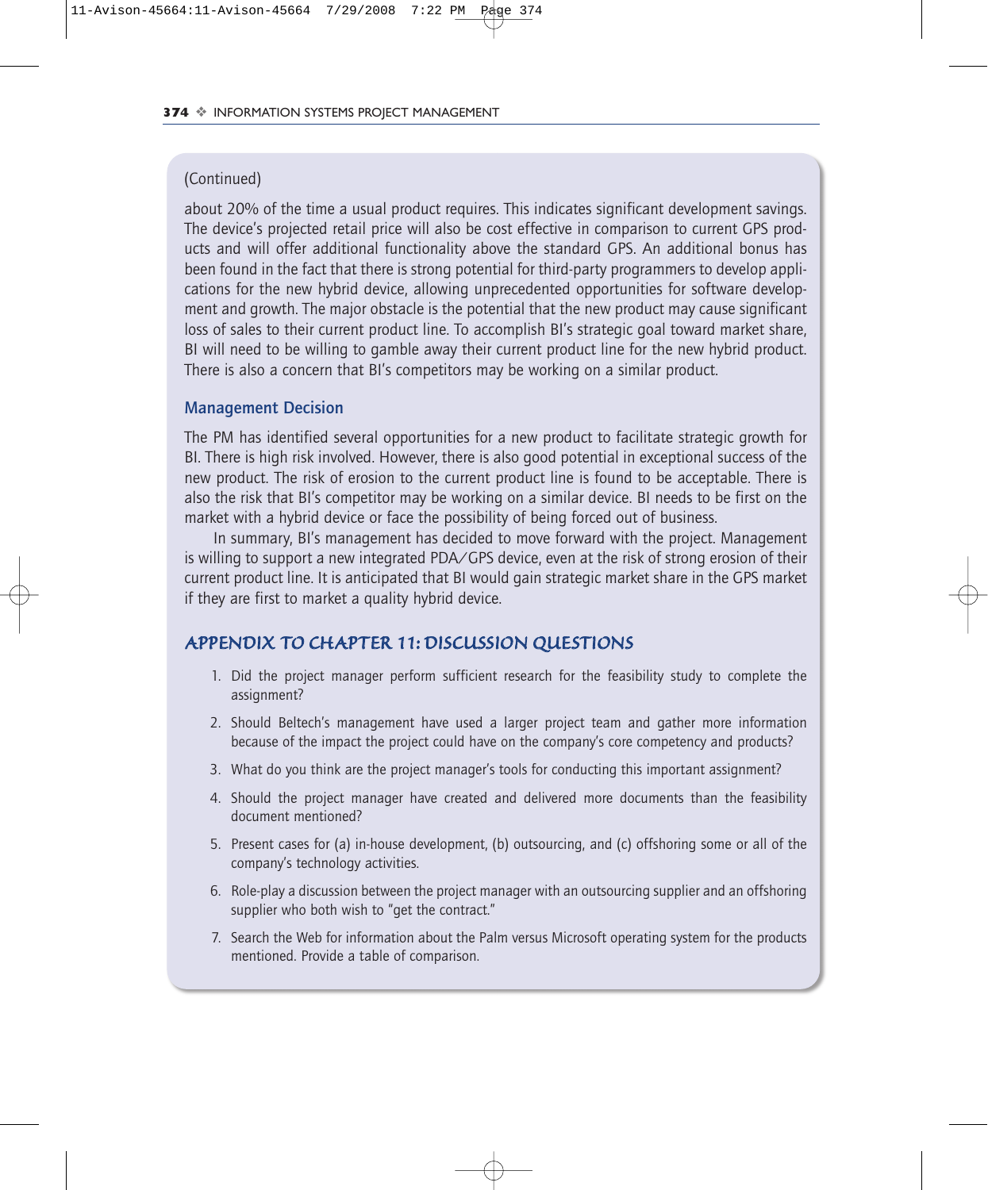(Continued)

about 20% of the time a usual product requires. This indicates significant development savings. The device's projected retail price will also be cost effective in comparison to current GPS products and will offer additional functionality above the standard GPS. An additional bonus has been found in the fact that there is strong potential for third-party programmers to develop applications for the new hybrid device, allowing unprecedented opportunities for software development and growth. The major obstacle is the potential that the new product may cause significant loss of sales to their current product line. To accomplish BI's strategic goal toward market share, BI will need to be willing to gamble away their current product line for the new hybrid product. There is also a concern that BI's competitors may be working on a similar product.

### Management Decision

The PM has identified several opportunities for a new product to facilitate strategic growth for BI. There is high risk involved. However, there is also good potential in exceptional success of the new product. The risk of erosion to the current product line is found to be acceptable. There is also the risk that BI's competitor may be working on a similar device. BI needs to be first on the market with a hybrid device or face the possibility of being forced out of business.

In summary, BI's management has decided to move forward with the project. Management is willing to support a new integrated PDA/GPS device, even at the risk of strong erosion of their current product line. It is anticipated that BI would gain strategic market share in the GPS market if they are first to market a quality hybrid device.

## APPENDIX TO CHAPTER 11: DISCUSSION QUESTIONS

1. Did the project manager perform sufficient research for the feasibility study to complete the assignment?
2. Should Beltech's management have used a larger project team and gather more information because of the impact the project could have on the company's core competency and products?
3. What do you think are the project manager's tools for conducting this important assignment?
4. Should the project manager have created and delivered more documents than the feasibility document mentioned?
5. Present cases for (a) in-house development, (b) outsourcing, and (c) offshoring some or all of the company's technology activities.
6. Role-play a discussion between the project manager with an outsourcing supplier and an offshoring supplier who both wish to "get the contract."
7. Search the Web for information about the Palm versus Microsoft operating system for the products mentioned. Provide a table of comparison.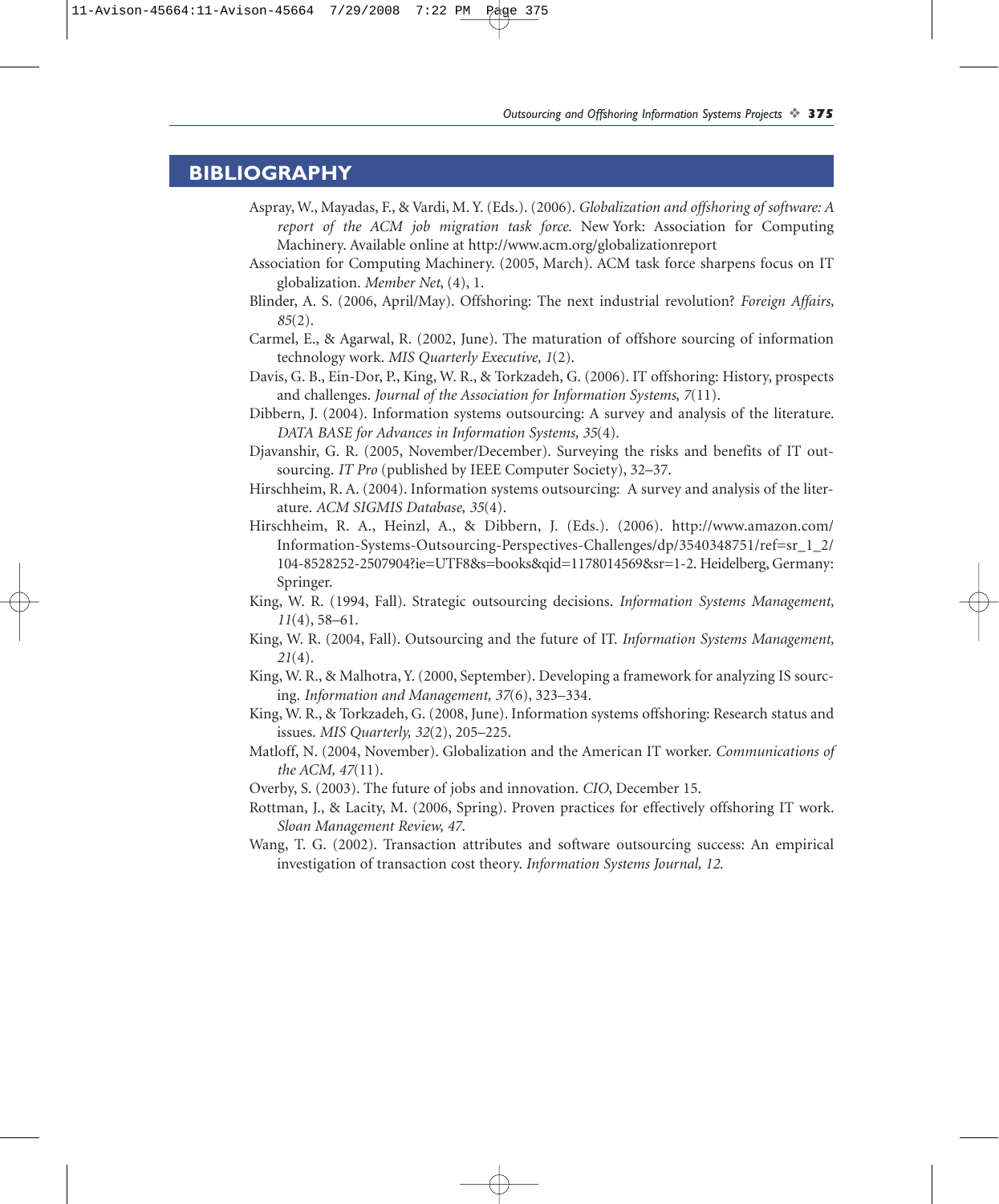## BIBLIOGRAPHY

Aspray, W., Mayadas, F., & Vardi, M. Y. (Eds.). (2006). *Globalization and offshoring of software: A report of the ACM job migration task force.* New York: Association for Computing Machinery. Available online at http://www.acm.org/globalizationreport

Association for Computing Machinery. (2005, March). ACM task force sharpens focus on IT globalization. *Member Net*, (4), 1.

Blinder, A. S. (2006, April/May). Offshoring: The next industrial revolution? *Foreign Affairs, 85*(2).

Carmel, E., & Agarwal, R. (2002, June). The maturation of offshore sourcing of information technology work. *MIS Quarterly Executive, 1*(2).

Davis, G. B., Ein-Dor, P., King, W. R., & Torkzadeh, G. (2006). IT offshoring: History, prospects and challenges. *Journal of the Association for Information Systems, 7*(11).

Dibbern, J. (2004). Information systems outsourcing: A survey and analysis of the literature. *DATA BASE for Advances in Information Systems, 35*(4).

Djavanshir, G. R. (2005, November/December). Surveying the risks and benefits of IT outsourcing. *IT Pro* (published by IEEE Computer Society), 32–37.

Hirschheim, R. A. (2004). Information systems outsourcing: A survey and analysis of the literature. *ACM SIGMIS Database, 35*(4).

Hirschheim, R. A., Heinzl, A., & Dibbern, J. (Eds.). (2006). http://www.amazon.com/Information-Systems-Outsourcing-Perspectives-Challenges/dp/3540348751/ref=sr_1_2/104-8528252-2507904?ie=UTF8&s=books&qid=1178014569&sr=1-2. Heidelberg, Germany: Springer.

King, W. R. (1994, Fall). Strategic outsourcing decisions. *Information Systems Management, 11*(4), 58–61.

King, W. R. (2004, Fall). Outsourcing and the future of IT. *Information Systems Management, 21*(4).

King, W. R., & Malhotra, Y. (2000, September). Developing a framework for analyzing IS sourcing. *Information and Management, 37*(6), 323–334.

King, W. R., & Torkzadeh, G. (2008, June). Information systems offshoring: Research status and issues. *MIS Quarterly, 32*(2), 205–225.

Matloff, N. (2004, November). Globalization and the American IT worker. *Communications of the ACM, 47*(11).

Overby, S. (2003). The future of jobs and innovation. *CIO*, December 15.

Rottman, J., & Lacity, M. (2006, Spring). Proven practices for effectively offshoring IT work. *Sloan Management Review, 47.*

Wang, T. G. (2002). Transaction attributes and software outsourcing success: An empirical investigation of transaction cost theory. *Information Systems Journal, 12.*